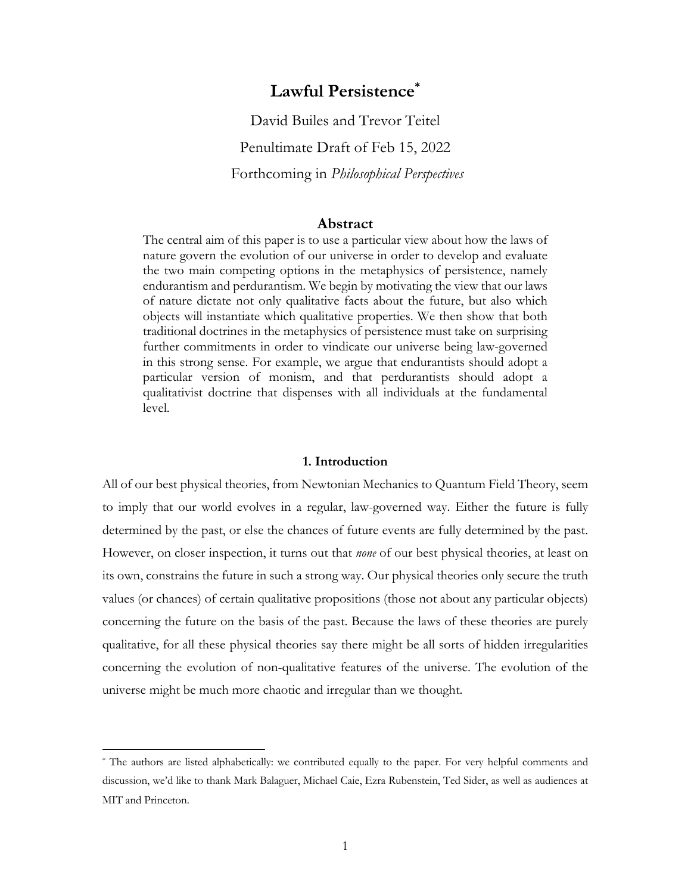# Lawful Persistence[*]

David Builes and Trevor Teitel

Penultimate Draft of Feb 15, 2022

Forthcoming in *Philosophical Perspectives*

## Abstract

The central aim of this paper is to use a particular view about how the laws of nature govern the evolution of our universe in order to develop and evaluate the two main competing options in the metaphysics of persistence, namely endurantism and perdurantism. We begin by motivating the view that our laws of nature dictate not only qualitative facts about the future, but also which objects will instantiate which qualitative properties. We then show that both traditional doctrines in the metaphysics of persistence must take on surprising further commitments in order to vindicate our universe being law-governed in this strong sense. For example, we argue that endurantists should adopt a particular version of monism, and that perdurantists should adopt a qualitativist doctrine that dispenses with all individuals at the fundamental level.

### 1. Introduction

All of our best physical theories, from Newtonian Mechanics to Quantum Field Theory, seem to imply that our world evolves in a regular, law-governed way. Either the future is fully determined by the past, or else the chances of future events are fully determined by the past. However, on closer inspection, it turns out that *none* of our best physical theories, at least on its own, constrains the future in such a strong way. Our physical theories only secure the truth values (or chances) of certain qualitative propositions (those not about any particular objects) concerning the future on the basis of the past. Because the laws of these theories are purely qualitative, for all these physical theories say there might be all sorts of hidden irregularities concerning the evolution of non-qualitative features of the universe. The evolution of the universe might be much more chaotic and irregular than we thought.

---

[*] The authors are listed alphabetically: we contributed equally to the paper. For very helpful comments and discussion, we'd like to thank Mark Balaguer, Michael Caie, Ezra Rubenstein, Ted Sider, as well as audiences at MIT and Princeton.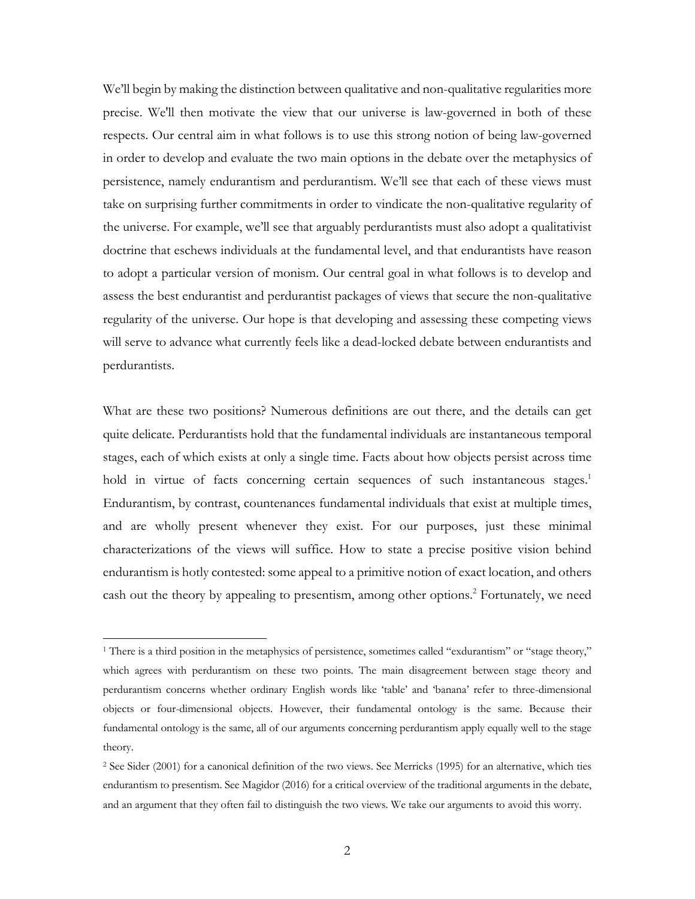We'll begin by making the distinction between qualitative and non-qualitative regularities more precise. We'll then motivate the view that our universe is law-governed in both of these respects. Our central aim in what follows is to use this strong notion of being law-governed in order to develop and evaluate the two main options in the debate over the metaphysics of persistence, namely endurantism and perdurantism. We'll see that each of these views must take on surprising further commitments in order to vindicate the non-qualitative regularity of the universe. For example, we'll see that arguably perdurantists must also adopt a qualitativist doctrine that eschews individuals at the fundamental level, and that endurantists have reason to adopt a particular version of monism. Our central goal in what follows is to develop and assess the best endurantist and perdurantist packages of views that secure the non-qualitative regularity of the universe. Our hope is that developing and assessing these competing views will serve to advance what currently feels like a dead-locked debate between endurantists and perdurantists.

What are these two positions? Numerous definitions are out there, and the details can get quite delicate. Perdurantists hold that the fundamental individuals are instantaneous temporal stages, each of which exists at only a single time. Facts about how objects persist across time hold in virtue of facts concerning certain sequences of such instantaneous stages.[1] Endurantism, by contrast, countenances fundamental individuals that exist at multiple times, and are wholly present whenever they exist. For our purposes, just these minimal characterizations of the views will suffice. How to state a precise positive vision behind endurantism is hotly contested: some appeal to a primitive notion of exact location, and others cash out the theory by appealing to presentism, among other options.[2] Fortunately, we need

[1] There is a third position in the metaphysics of persistence, sometimes called "exdurantism" or "stage theory," which agrees with perdurantism on these two points. The main disagreement between stage theory and perdurantism concerns whether ordinary English words like 'table' and 'banana' refer to three-dimensional objects or four-dimensional objects. However, their fundamental ontology is the same. Because their fundamental ontology is the same, all of our arguments concerning perdurantism apply equally well to the stage theory.

[2] See Sider (2001) for a canonical definition of the two views. See Merricks (1995) for an alternative, which ties endurantism to presentism. See Magidor (2016) for a critical overview of the traditional arguments in the debate, and an argument that they often fail to distinguish the two views. We take our arguments to avoid this worry.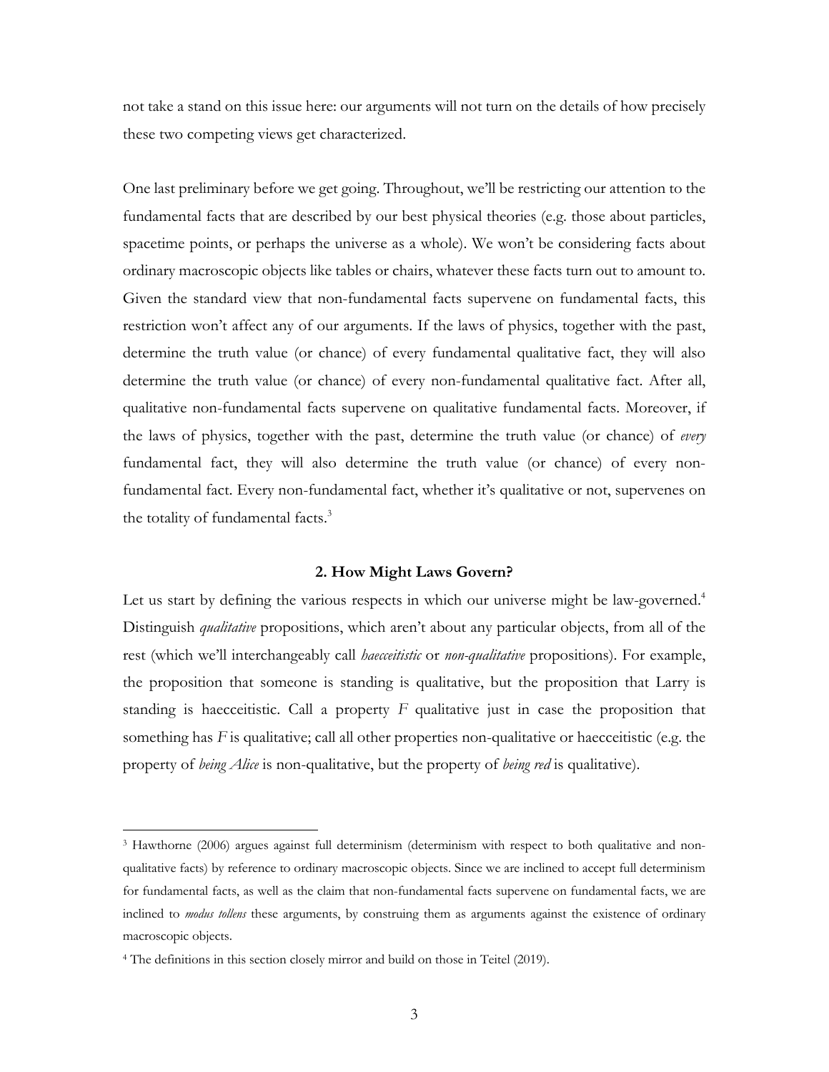not take a stand on this issue here: our arguments will not turn on the details of how precisely these two competing views get characterized.

One last preliminary before we get going. Throughout, we'll be restricting our attention to the fundamental facts that are described by our best physical theories (e.g. those about particles, spacetime points, or perhaps the universe as a whole). We won't be considering facts about ordinary macroscopic objects like tables or chairs, whatever these facts turn out to amount to. Given the standard view that non-fundamental facts supervene on fundamental facts, this restriction won't affect any of our arguments. If the laws of physics, together with the past, determine the truth value (or chance) of every fundamental qualitative fact, they will also determine the truth value (or chance) of every non-fundamental qualitative fact. After all, qualitative non-fundamental facts supervene on qualitative fundamental facts. Moreover, if the laws of physics, together with the past, determine the truth value (or chance) of *every* fundamental fact, they will also determine the truth value (or chance) of every non-fundamental fact. Every non-fundamental fact, whether it's qualitative or not, supervenes on the totality of fundamental facts.[3]

## 2. How Might Laws Govern?

Let us start by defining the various respects in which our universe might be law-governed.[4] Distinguish *qualitative* propositions, which aren't about any particular objects, from all of the rest (which we'll interchangeably call *haecceitistic* or *non-qualitative* propositions). For example, the proposition that someone is standing is qualitative, but the proposition that Larry is standing is haecceitistic. Call a property $F$ qualitative just in case the proposition that something has $F$ is qualitative; call all other properties non-qualitative or haecceitistic (e.g. the property of *being Alice* is non-qualitative, but the property of *being red* is qualitative).

---

[3] Hawthorne (2006) argues against full determinism (determinism with respect to both qualitative and non-qualitative facts) by reference to ordinary macroscopic objects. Since we are inclined to accept full determinism for fundamental facts, as well as the claim that non-fundamental facts supervene on fundamental facts, we are inclined to *modus tollens* these arguments, by construing them as arguments against the existence of ordinary macroscopic objects.

[4] The definitions in this section closely mirror and build on those in Teitel (2019).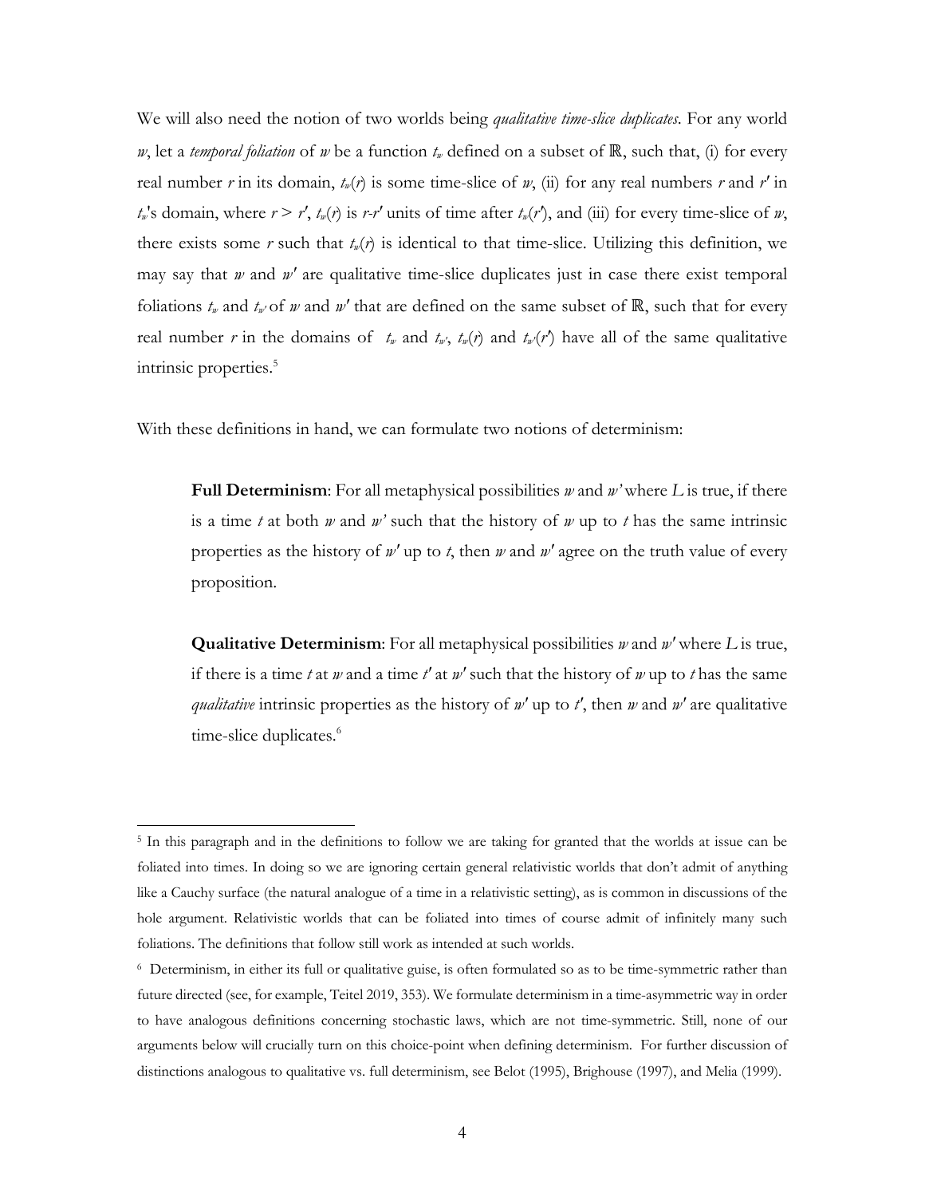We will also need the notion of two worlds being *qualitative time-slice duplicates*. For any world $w$, let a *temporal foliation* of $w$ be a function $t_w$ defined on a subset of $\mathbb{R}$, such that, (i) for every real number $r$ in its domain, $t_w(r)$ is some time-slice of $w$, (ii) for any real numbers $r$ and $r'$ in $t_w$'s domain, where $r > r'$, $t_w(r)$ is $r$-$r'$ units of time after $t_w(r')$, and (iii) for every time-slice of $w$, there exists some $r$ such that $t_w(r)$ is identical to that time-slice. Utilizing this definition, we may say that $w$ and $w'$ are qualitative time-slice duplicates just in case there exist temporal foliations $t_w$ and $t_{w'}$ of $w$ and $w'$ that are defined on the same subset of $\mathbb{R}$, such that for every real number $r$ in the domains of $t_w$ and $t_{w'}$, $t_w(r)$ and $t_{w'}(r')$ have all of the same qualitative intrinsic properties.[5]

With these definitions in hand, we can formulate two notions of determinism:

> **Full Determinism**: For all metaphysical possibilities $w$ and $w'$ where $L$ is true, if there is a time $t$ at both $w$ and $w'$ such that the history of $w$ up to $t$ has the same intrinsic properties as the history of $w'$ up to $t$, then $w$ and $w'$ agree on the truth value of every proposition.
>
> **Qualitative Determinism**: For all metaphysical possibilities $w$ and $w'$ where $L$ is true, if there is a time $t$ at $w$ and a time $t'$ at $w'$ such that the history of $w$ up to $t$ has the same *qualitative* intrinsic properties as the history of $w'$ up to $t'$, then $w$ and $w'$ are qualitative time-slice duplicates.[6]

---

[5] In this paragraph and in the definitions to follow we are taking for granted that the worlds at issue can be foliated into times. In doing so we are ignoring certain general relativistic worlds that don't admit of anything like a Cauchy surface (the natural analogue of a time in a relativistic setting), as is common in discussions of the hole argument. Relativistic worlds that can be foliated into times of course admit of infinitely many such foliations. The definitions that follow still work as intended at such worlds.

[6] Determinism, in either its full or qualitative guise, is often formulated so as to be time-symmetric rather than future directed (see, for example, Teitel 2019, 353). We formulate determinism in a time-asymmetric way in order to have analogous definitions concerning stochastic laws, which are not time-symmetric. Still, none of our arguments below will crucially turn on this choice-point when defining determinism. For further discussion of distinctions analogous to qualitative vs. full determinism, see Belot (1995), Brighouse (1997), and Melia (1999).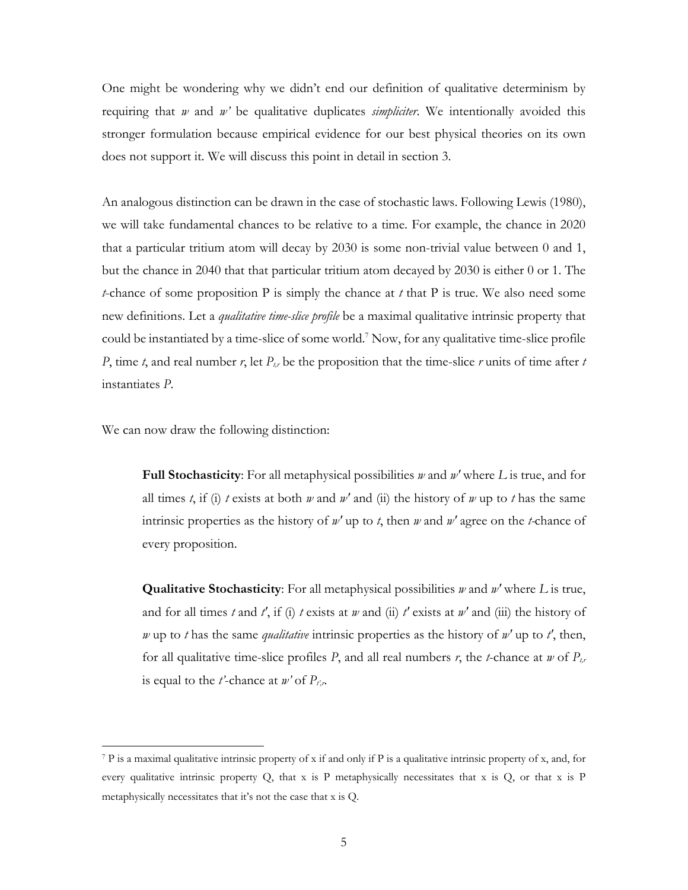One might be wondering why we didn't end our definition of qualitative determinism by requiring that *w* and *w'* be qualitative duplicates *simpliciter*. We intentionally avoided this stronger formulation because empirical evidence for our best physical theories on its own does not support it. We will discuss this point in detail in section 3.

An analogous distinction can be drawn in the case of stochastic laws. Following Lewis (1980), we will take fundamental chances to be relative to a time. For example, the chance in 2020 that a particular tritium atom will decay by 2030 is some non-trivial value between 0 and 1, but the chance in 2040 that that particular tritium atom decayed by 2030 is either 0 or 1. The *t*-chance of some proposition P is simply the chance at *t* that P is true. We also need some new definitions. Let a *qualitative time-slice profile* be a maximal qualitative intrinsic property that could be instantiated by a time-slice of some world.[7] Now, for any qualitative time-slice profile *P*, time *t*, and real number *r*, let $P_{t,r}$ be the proposition that the time-slice *r* units of time after *t* instantiates *P*.

We can now draw the following distinction:

> **Full Stochasticity**: For all metaphysical possibilities *w* and *w′* where *L* is true, and for all times *t*, if (i) *t* exists at both *w* and *w′* and (ii) the history of *w* up to *t* has the same intrinsic properties as the history of *w′* up to *t*, then *w* and *w′* agree on the *t*-chance of every proposition.
>
> **Qualitative Stochasticity**: For all metaphysical possibilities *w* and *w′* where *L* is true, and for all times *t* and *t′*, if (i) *t* exists at *w* and (ii) *t′* exists at *w′* and (iii) the history of *w* up to *t* has the same *qualitative* intrinsic properties as the history of *w′* up to *t′*, then, for all qualitative time-slice profiles *P*, and all real numbers *r*, the *t*-chance at *w* of $P_{t,r}$ is equal to the *t'*-chance at *w'* of $P_{t',r}$.

---

[7] P is a maximal qualitative intrinsic property of x if and only if P is a qualitative intrinsic property of x, and, for every qualitative intrinsic property Q, that x is P metaphysically necessitates that x is Q, or that x is P metaphysically necessitates that it's not the case that x is Q.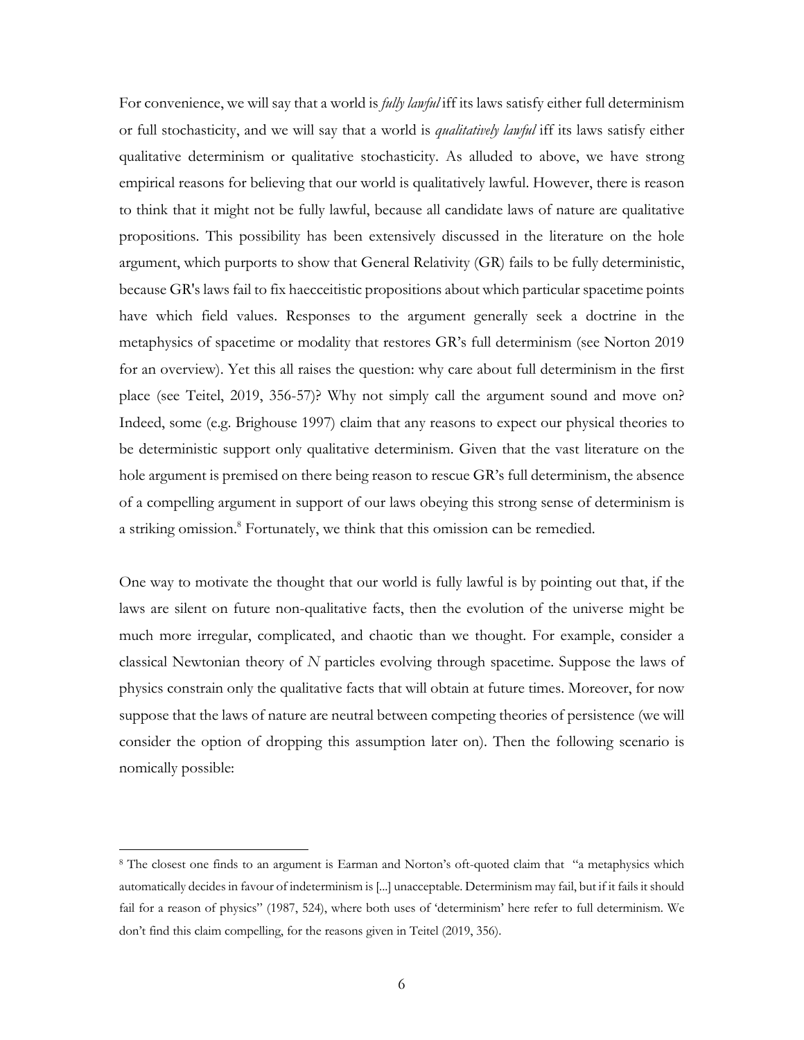For convenience, we will say that a world is *fully lawful* iff its laws satisfy either full determinism or full stochasticity, and we will say that a world is *qualitatively lawful* iff its laws satisfy either qualitative determinism or qualitative stochasticity. As alluded to above, we have strong empirical reasons for believing that our world is qualitatively lawful. However, there is reason to think that it might not be fully lawful, because all candidate laws of nature are qualitative propositions. This possibility has been extensively discussed in the literature on the hole argument, which purports to show that General Relativity (GR) fails to be fully deterministic, because GR's laws fail to fix haecceitistic propositions about which particular spacetime points have which field values. Responses to the argument generally seek a doctrine in the metaphysics of spacetime or modality that restores GR's full determinism (see Norton 2019 for an overview). Yet this all raises the question: why care about full determinism in the first place (see Teitel, 2019, 356-57)? Why not simply call the argument sound and move on? Indeed, some (e.g. Brighouse 1997) claim that any reasons to expect our physical theories to be deterministic support only qualitative determinism. Given that the vast literature on the hole argument is premised on there being reason to rescue GR's full determinism, the absence of a compelling argument in support of our laws obeying this strong sense of determinism is a striking omission.[8] Fortunately, we think that this omission can be remedied.

One way to motivate the thought that our world is fully lawful is by pointing out that, if the laws are silent on future non-qualitative facts, then the evolution of the universe might be much more irregular, complicated, and chaotic than we thought. For example, consider a classical Newtonian theory of $N$ particles evolving through spacetime. Suppose the laws of physics constrain only the qualitative facts that will obtain at future times. Moreover, for now suppose that the laws of nature are neutral between competing theories of persistence (we will consider the option of dropping this assumption later on). Then the following scenario is nomically possible:

[8] The closest one finds to an argument is Earman and Norton's oft-quoted claim that "a metaphysics which automatically decides in favour of indeterminism is [...] unacceptable. Determinism may fail, but if it fails it should fail for a reason of physics" (1987, 524), where both uses of 'determinism' here refer to full determinism. We don't find this claim compelling, for the reasons given in Teitel (2019, 356).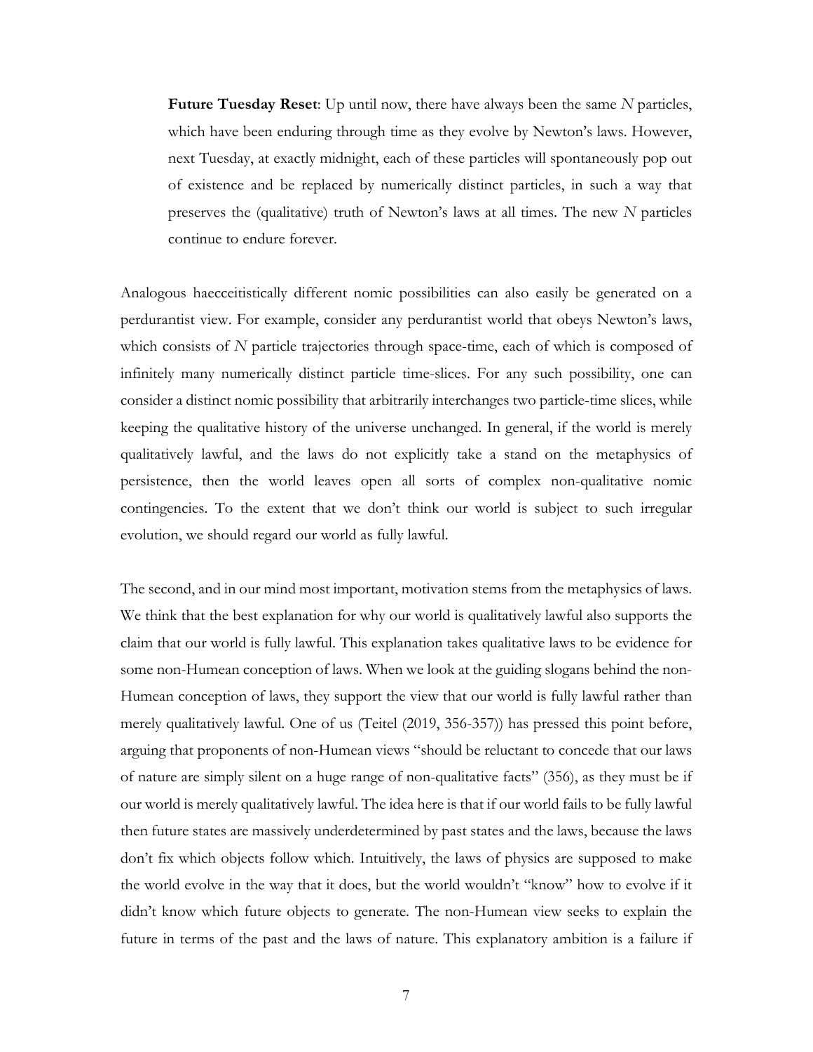> **Future Tuesday Reset**: Up until now, there have always been the same $N$ particles, which have been enduring through time as they evolve by Newton's laws. However, next Tuesday, at exactly midnight, each of these particles will spontaneously pop out of existence and be replaced by numerically distinct particles, in such a way that preserves the (qualitative) truth of Newton's laws at all times. The new $N$ particles continue to endure forever.

Analogous haecceitistically different nomic possibilities can also easily be generated on a perdurantist view. For example, consider any perdurantist world that obeys Newton's laws, which consists of $N$ particle trajectories through space-time, each of which is composed of infinitely many numerically distinct particle time-slices. For any such possibility, one can consider a distinct nomic possibility that arbitrarily interchanges two particle-time slices, while keeping the qualitative history of the universe unchanged. In general, if the world is merely qualitatively lawful, and the laws do not explicitly take a stand on the metaphysics of persistence, then the world leaves open all sorts of complex non-qualitative nomic contingencies. To the extent that we don't think our world is subject to such irregular evolution, we should regard our world as fully lawful.

The second, and in our mind most important, motivation stems from the metaphysics of laws. We think that the best explanation for why our world is qualitatively lawful also supports the claim that our world is fully lawful. This explanation takes qualitative laws to be evidence for some non-Humean conception of laws. When we look at the guiding slogans behind the non-Humean conception of laws, they support the view that our world is fully lawful rather than merely qualitatively lawful. One of us (Teitel (2019, 356-357)) has pressed this point before, arguing that proponents of non-Humean views "should be reluctant to concede that our laws of nature are simply silent on a huge range of non-qualitative facts" (356), as they must be if our world is merely qualitatively lawful. The idea here is that if our world fails to be fully lawful then future states are massively underdetermined by past states and the laws, because the laws don't fix which objects follow which. Intuitively, the laws of physics are supposed to make the world evolve in the way that it does, but the world wouldn't "know" how to evolve if it didn't know which future objects to generate. The non-Humean view seeks to explain the future in terms of the past and the laws of nature. This explanatory ambition is a failure if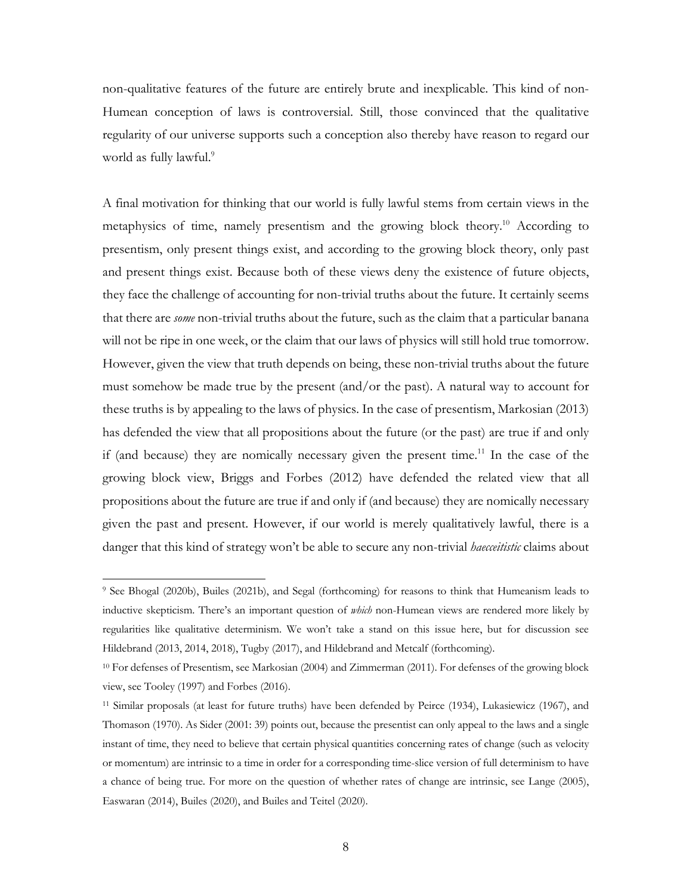non-qualitative features of the future are entirely brute and inexplicable. This kind of non-Humean conception of laws is controversial. Still, those convinced that the qualitative regularity of our universe supports such a conception also thereby have reason to regard our world as fully lawful.[9]

A final motivation for thinking that our world is fully lawful stems from certain views in the metaphysics of time, namely presentism and the growing block theory.[10] According to presentism, only present things exist, and according to the growing block theory, only past and present things exist. Because both of these views deny the existence of future objects, they face the challenge of accounting for non-trivial truths about the future. It certainly seems that there are *some* non-trivial truths about the future, such as the claim that a particular banana will not be ripe in one week, or the claim that our laws of physics will still hold true tomorrow. However, given the view that truth depends on being, these non-trivial truths about the future must somehow be made true by the present (and/or the past). A natural way to account for these truths is by appealing to the laws of physics. In the case of presentism, Markosian (2013) has defended the view that all propositions about the future (or the past) are true if and only if (and because) they are nomically necessary given the present time.[11] In the case of the growing block view, Briggs and Forbes (2012) have defended the related view that all propositions about the future are true if and only if (and because) they are nomically necessary given the past and present. However, if our world is merely qualitatively lawful, there is a danger that this kind of strategy won't be able to secure any non-trivial *haecceitistic* claims about

---

[9] See Bhogal (2020b), Builes (2021b), and Segal (forthcoming) for reasons to think that Humeanism leads to inductive skepticism. There's an important question of *which* non-Humean views are rendered more likely by regularities like qualitative determinism. We won't take a stand on this issue here, but for discussion see Hildebrand (2013, 2014, 2018), Tugby (2017), and Hildebrand and Metcalf (forthcoming).

[10] For defenses of Presentism, see Markosian (2004) and Zimmerman (2011). For defenses of the growing block view, see Tooley (1997) and Forbes (2016).

[11] Similar proposals (at least for future truths) have been defended by Peirce (1934), Lukasiewicz (1967), and Thomason (1970). As Sider (2001: 39) points out, because the presentist can only appeal to the laws and a single instant of time, they need to believe that certain physical quantities concerning rates of change (such as velocity or momentum) are intrinsic to a time in order for a corresponding time-slice version of full determinism to have a chance of being true. For more on the question of whether rates of change are intrinsic, see Lange (2005), Easwaran (2014), Builes (2020), and Builes and Teitel (2020).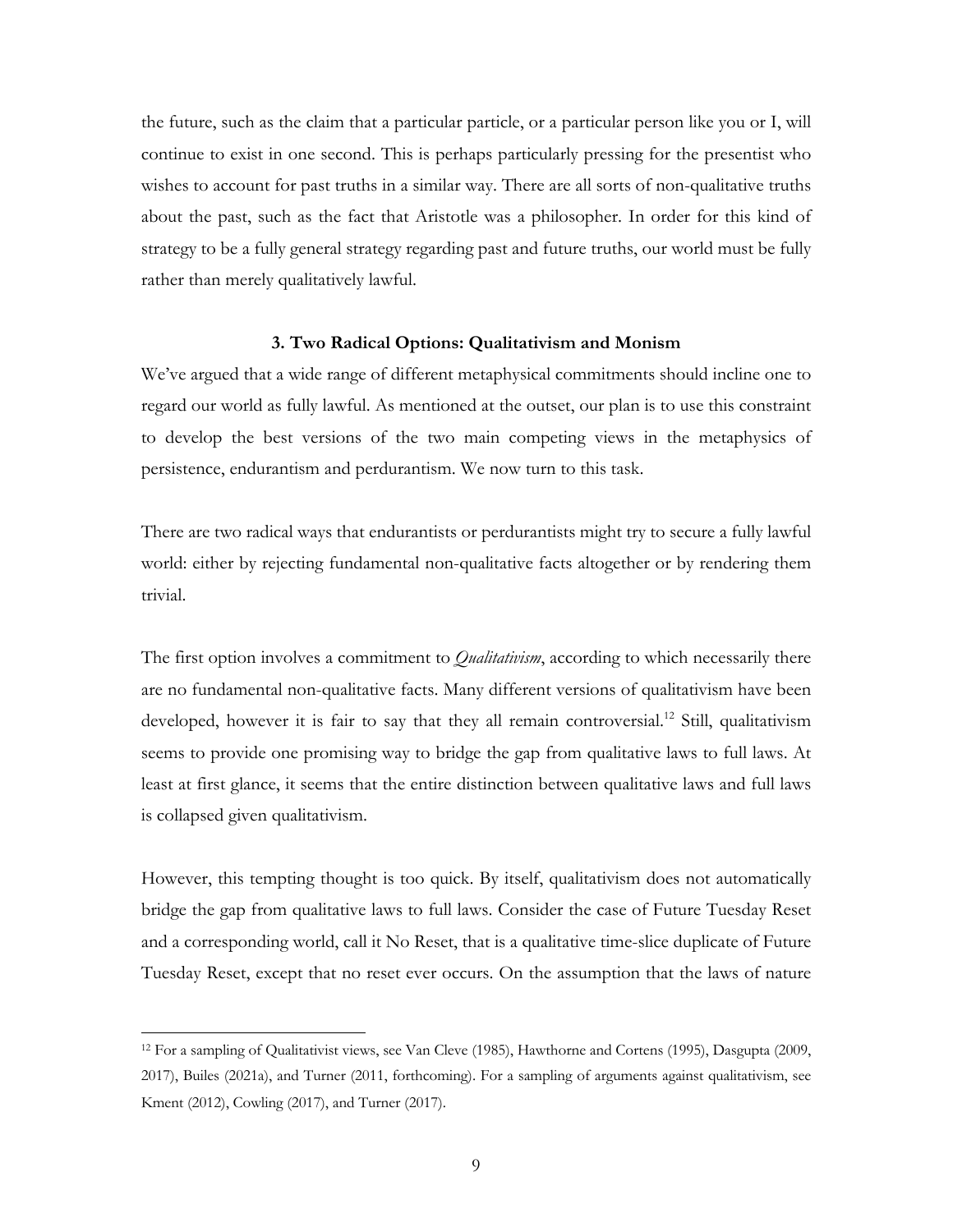the future, such as the claim that a particular particle, or a particular person like you or I, will continue to exist in one second. This is perhaps particularly pressing for the presentist who wishes to account for past truths in a similar way. There are all sorts of non-qualitative truths about the past, such as the fact that Aristotle was a philosopher. In order for this kind of strategy to be a fully general strategy regarding past and future truths, our world must be fully rather than merely qualitatively lawful.

### 3. Two Radical Options: Qualitativism and Monism

We've argued that a wide range of different metaphysical commitments should incline one to regard our world as fully lawful. As mentioned at the outset, our plan is to use this constraint to develop the best versions of the two main competing views in the metaphysics of persistence, endurantism and perdurantism. We now turn to this task.

There are two radical ways that endurantists or perdurantists might try to secure a fully lawful world: either by rejecting fundamental non-qualitative facts altogether or by rendering them trivial.

The first option involves a commitment to *Qualitativism*, according to which necessarily there are no fundamental non-qualitative facts. Many different versions of qualitativism have been developed, however it is fair to say that they all remain controversial.[12] Still, qualitativism seems to provide one promising way to bridge the gap from qualitative laws to full laws. At least at first glance, it seems that the entire distinction between qualitative laws and full laws is collapsed given qualitativism.

However, this tempting thought is too quick. By itself, qualitativism does not automatically bridge the gap from qualitative laws to full laws. Consider the case of Future Tuesday Reset and a corresponding world, call it No Reset, that is a qualitative time-slice duplicate of Future Tuesday Reset, except that no reset ever occurs. On the assumption that the laws of nature

[12] For a sampling of Qualitativist views, see Van Cleve (1985), Hawthorne and Cortens (1995), Dasgupta (2009, 2017), Builes (2021a), and Turner (2011, forthcoming). For a sampling of arguments against qualitativism, see Kment (2012), Cowling (2017), and Turner (2017).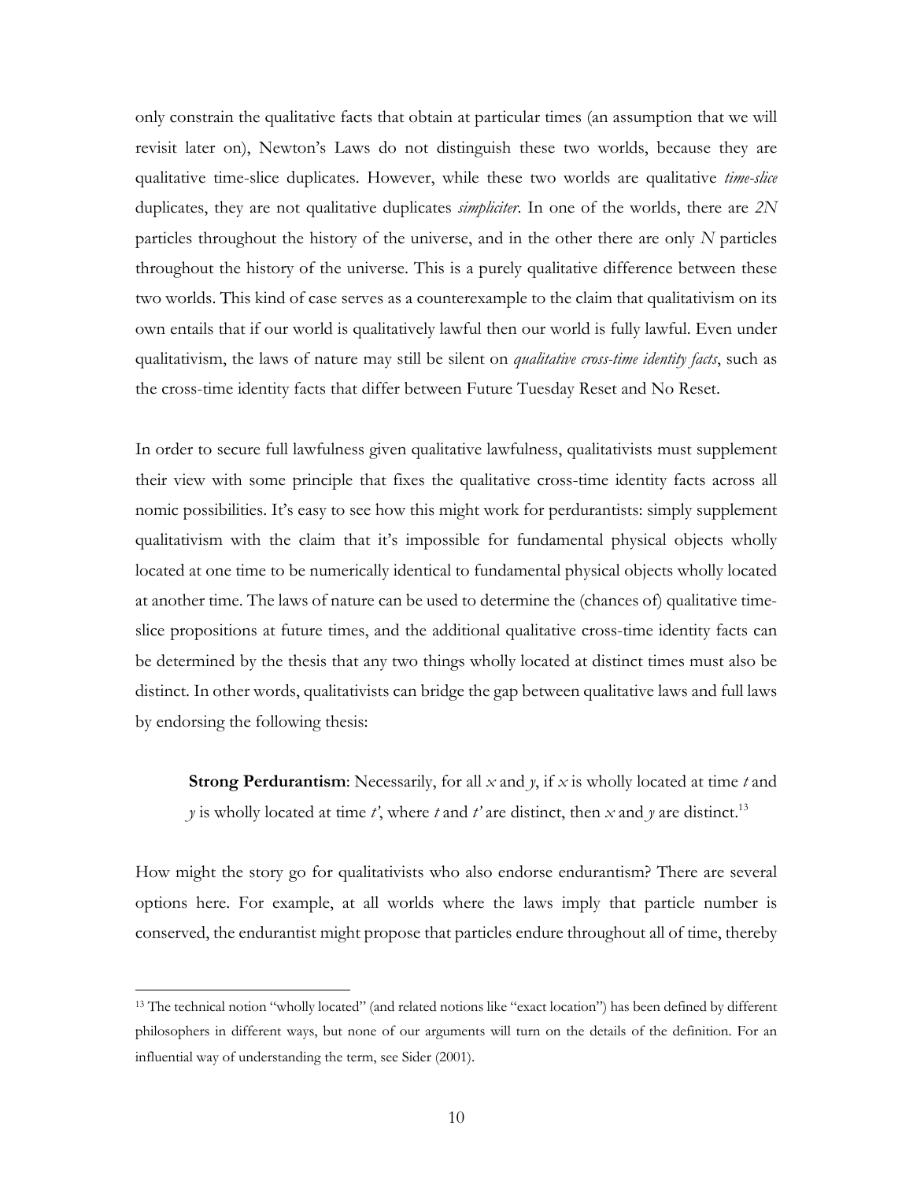only constrain the qualitative facts that obtain at particular times (an assumption that we will revisit later on), Newton's Laws do not distinguish these two worlds, because they are qualitative time-slice duplicates. However, while these two worlds are qualitative *time-slice* duplicates, they are not qualitative duplicates *simpliciter*. In one of the worlds, there are $2N$ particles throughout the history of the universe, and in the other there are only $N$ particles throughout the history of the universe. This is a purely qualitative difference between these two worlds. This kind of case serves as a counterexample to the claim that qualitativism on its own entails that if our world is qualitatively lawful then our world is fully lawful. Even under qualitativism, the laws of nature may still be silent on *qualitative cross-time identity facts*, such as the cross-time identity facts that differ between Future Tuesday Reset and No Reset.

In order to secure full lawfulness given qualitative lawfulness, qualitativists must supplement their view with some principle that fixes the qualitative cross-time identity facts across all nomic possibilities. It's easy to see how this might work for perdurantists: simply supplement qualitativism with the claim that it's impossible for fundamental physical objects wholly located at one time to be numerically identical to fundamental physical objects wholly located at another time. The laws of nature can be used to determine the (chances of) qualitative time-slice propositions at future times, and the additional qualitative cross-time identity facts can be determined by the thesis that any two things wholly located at distinct times must also be distinct. In other words, qualitativists can bridge the gap between qualitative laws and full laws by endorsing the following thesis:

> **Strong Perdurantism**: Necessarily, for all $x$ and $y$, if $x$ is wholly located at time $t$ and $y$ is wholly located at time $t'$, where $t$ and $t'$ are distinct, then $x$ and $y$ are distinct.[13]

How might the story go for qualitativists who also endorse endurantism? There are several options here. For example, at all worlds where the laws imply that particle number is conserved, the endurantist might propose that particles endure throughout all of time, thereby

[13] The technical notion "wholly located" (and related notions like "exact location") has been defined by different philosophers in different ways, but none of our arguments will turn on the details of the definition. For an influential way of understanding the term, see Sider (2001).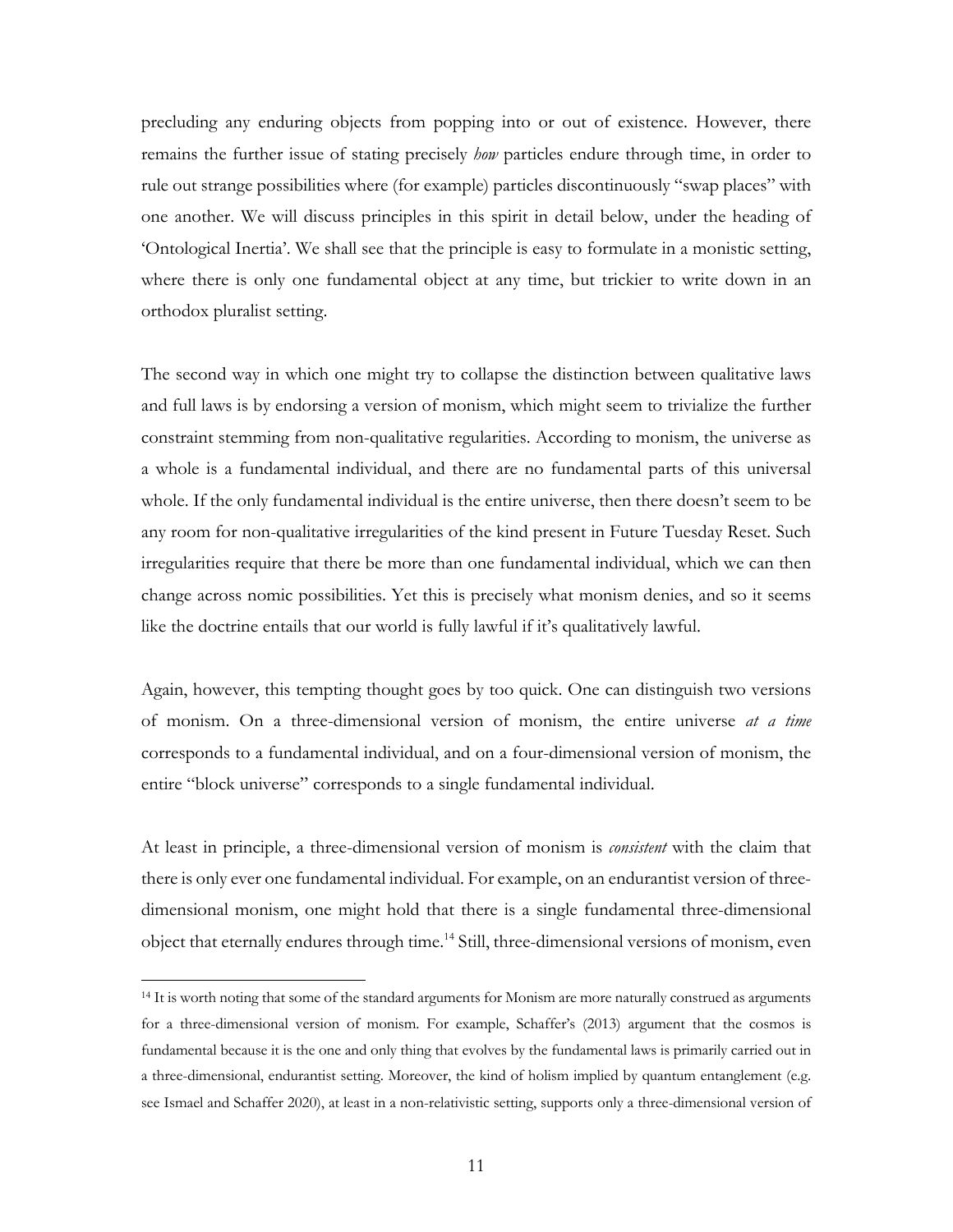precluding any enduring objects from popping into or out of existence. However, there remains the further issue of stating precisely *how* particles endure through time, in order to rule out strange possibilities where (for example) particles discontinuously "swap places" with one another. We will discuss principles in this spirit in detail below, under the heading of 'Ontological Inertia'. We shall see that the principle is easy to formulate in a monistic setting, where there is only one fundamental object at any time, but trickier to write down in an orthodox pluralist setting.

The second way in which one might try to collapse the distinction between qualitative laws and full laws is by endorsing a version of monism, which might seem to trivialize the further constraint stemming from non-qualitative regularities. According to monism, the universe as a whole is a fundamental individual, and there are no fundamental parts of this universal whole. If the only fundamental individual is the entire universe, then there doesn't seem to be any room for non-qualitative irregularities of the kind present in Future Tuesday Reset. Such irregularities require that there be more than one fundamental individual, which we can then change across nomic possibilities. Yet this is precisely what monism denies, and so it seems like the doctrine entails that our world is fully lawful if it's qualitatively lawful.

Again, however, this tempting thought goes by too quick. One can distinguish two versions of monism. On a three-dimensional version of monism, the entire universe *at a time* corresponds to a fundamental individual, and on a four-dimensional version of monism, the entire "block universe" corresponds to a single fundamental individual.

At least in principle, a three-dimensional version of monism is *consistent* with the claim that there is only ever one fundamental individual. For example, on an endurantist version of three-dimensional monism, one might hold that there is a single fundamental three-dimensional object that eternally endures through time.[14] Still, three-dimensional versions of monism, even

[14] It is worth noting that some of the standard arguments for Monism are more naturally construed as arguments for a three-dimensional version of monism. For example, Schaffer's (2013) argument that the cosmos is fundamental because it is the one and only thing that evolves by the fundamental laws is primarily carried out in a three-dimensional, endurantist setting. Moreover, the kind of holism implied by quantum entanglement (e.g. see Ismael and Schaffer 2020), at least in a non-relativistic setting, supports only a three-dimensional version of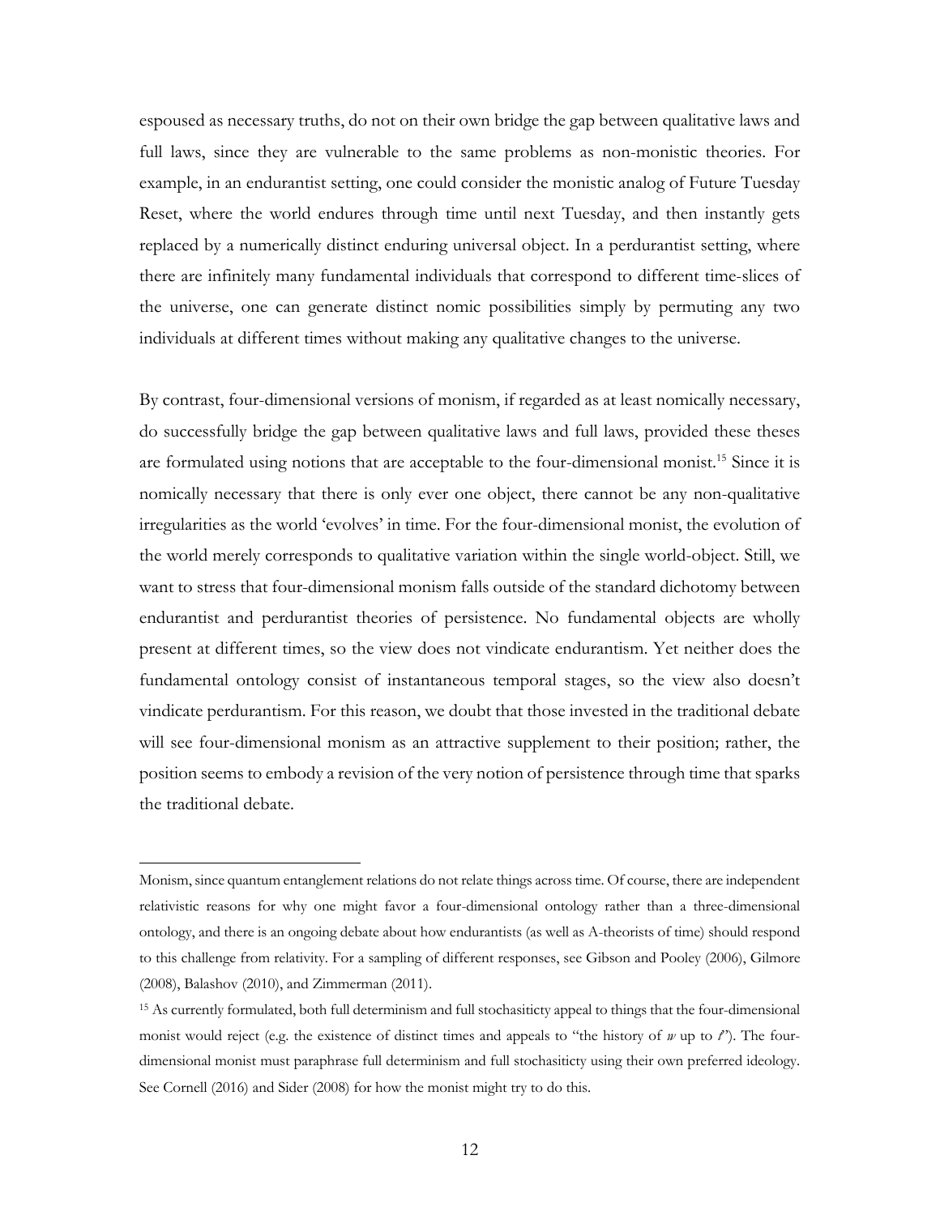espoused as necessary truths, do not on their own bridge the gap between qualitative laws and full laws, since they are vulnerable to the same problems as non-monistic theories. For example, in an endurantist setting, one could consider the monistic analog of Future Tuesday Reset, where the world endures through time until next Tuesday, and then instantly gets replaced by a numerically distinct enduring universal object. In a perdurantist setting, where there are infinitely many fundamental individuals that correspond to different time-slices of the universe, one can generate distinct nomic possibilities simply by permuting any two individuals at different times without making any qualitative changes to the universe.

By contrast, four-dimensional versions of monism, if regarded as at least nomically necessary, do successfully bridge the gap between qualitative laws and full laws, provided these theses are formulated using notions that are acceptable to the four-dimensional monist.[15] Since it is nomically necessary that there is only ever one object, there cannot be any non-qualitative irregularities as the world 'evolves' in time. For the four-dimensional monist, the evolution of the world merely corresponds to qualitative variation within the single world-object. Still, we want to stress that four-dimensional monism falls outside of the standard dichotomy between endurantist and perdurantist theories of persistence. No fundamental objects are wholly present at different times, so the view does not vindicate endurantism. Yet neither does the fundamental ontology consist of instantaneous temporal stages, so the view also doesn't vindicate perdurantism. For this reason, we doubt that those invested in the traditional debate will see four-dimensional monism as an attractive supplement to their position; rather, the position seems to embody a revision of the very notion of persistence through time that sparks the traditional debate.

---

Monism, since quantum entanglement relations do not relate things across time. Of course, there are independent relativistic reasons for why one might favor a four-dimensional ontology rather than a three-dimensional ontology, and there is an ongoing debate about how endurantists (as well as A-theorists of time) should respond to this challenge from relativity. For a sampling of different responses, see Gibson and Pooley (2006), Gilmore (2008), Balashov (2010), and Zimmerman (2011).

[15] As currently formulated, both full determinism and full stochasiticty appeal to things that the four-dimensional monist would reject (e.g. the existence of distinct times and appeals to "the history of $w$ up to $t$"). The four-dimensional monist must paraphrase full determinism and full stochasiticty using their own preferred ideology. See Cornell (2016) and Sider (2008) for how the monist might try to do this.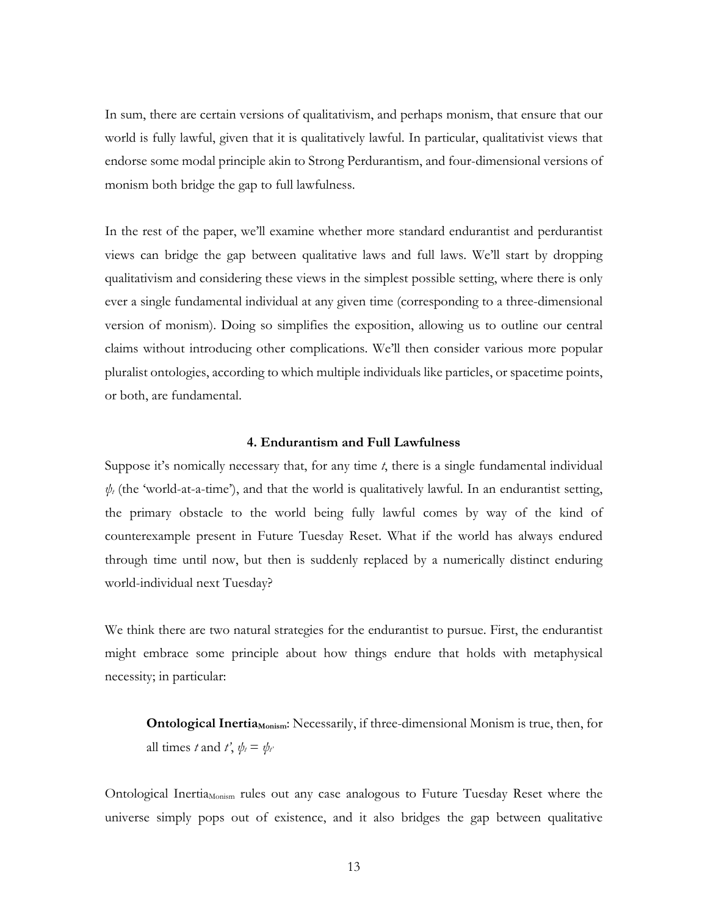In sum, there are certain versions of qualitativism, and perhaps monism, that ensure that our world is fully lawful, given that it is qualitatively lawful. In particular, qualitativist views that endorse some modal principle akin to Strong Perdurantism, and four-dimensional versions of monism both bridge the gap to full lawfulness.

In the rest of the paper, we'll examine whether more standard endurantist and perdurantist views can bridge the gap between qualitative laws and full laws. We'll start by dropping qualitativism and considering these views in the simplest possible setting, where there is only ever a single fundamental individual at any given time (corresponding to a three-dimensional version of monism). Doing so simplifies the exposition, allowing us to outline our central claims without introducing other complications. We'll then consider various more popular pluralist ontologies, according to which multiple individuals like particles, or spacetime points, or both, are fundamental.

### 4. Endurantism and Full Lawfulness

Suppose it's nomically necessary that, for any time $t$, there is a single fundamental individual $\psi_t$ (the 'world-at-a-time'), and that the world is qualitatively lawful. In an endurantist setting, the primary obstacle to the world being fully lawful comes by way of the kind of counterexample present in Future Tuesday Reset. What if the world has always endured through time until now, but then is suddenly replaced by a numerically distinct enduring world-individual next Tuesday?

We think there are two natural strategies for the endurantist to pursue. First, the endurantist might embrace some principle about how things endure that holds with metaphysical necessity; in particular:

> **Ontological Inertia$_{\text{Monism}}$**: Necessarily, if three-dimensional Monism is true, then, for all times $t$ and $t'$, $\psi_t = \psi_{t'}$

Ontological Inertia$_{\text{Monism}}$ rules out any case analogous to Future Tuesday Reset where the universe simply pops out of existence, and it also bridges the gap between qualitative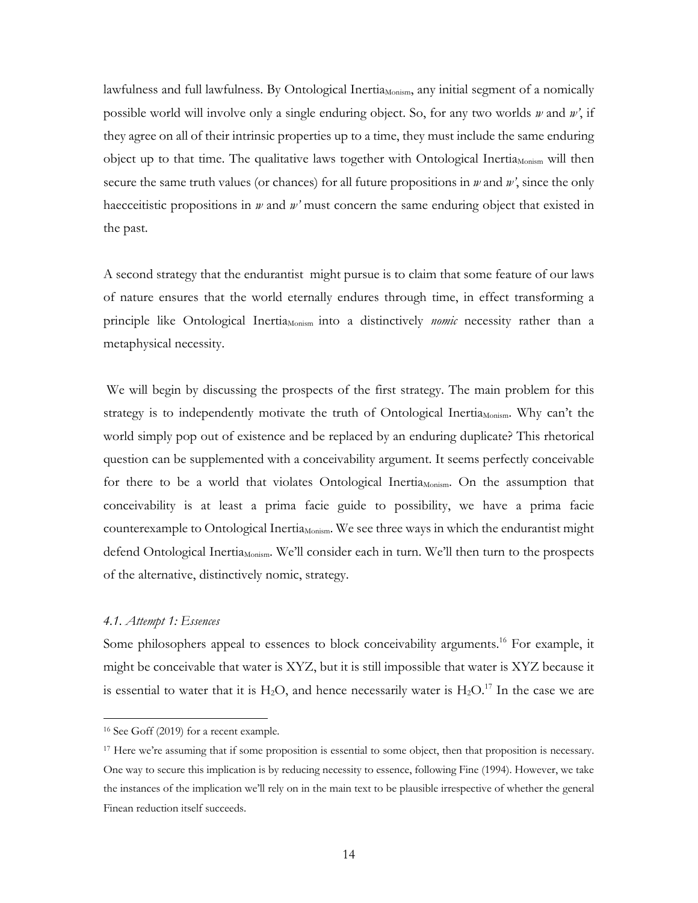lawfulness and full lawfulness. By Ontological Inertia$_{Monism}$, any initial segment of a nomically possible world will involve only a single enduring object. So, for any two worlds *w* and *w'*, if they agree on all of their intrinsic properties up to a time, they must include the same enduring object up to that time. The qualitative laws together with Ontological Inertia$_{Monism}$ will then secure the same truth values (or chances) for all future propositions in *w* and *w'*, since the only haecceitistic propositions in *w* and *w'* must concern the same enduring object that existed in the past.

A second strategy that the endurantist might pursue is to claim that some feature of our laws of nature ensures that the world eternally endures through time, in effect transforming a principle like Ontological Inertia$_{Monism}$ into a distinctively *nomic* necessity rather than a metaphysical necessity.

We will begin by discussing the prospects of the first strategy. The main problem for this strategy is to independently motivate the truth of Ontological Inertia$_{Monism}$. Why can't the world simply pop out of existence and be replaced by an enduring duplicate? This rhetorical question can be supplemented with a conceivability argument. It seems perfectly conceivable for there to be a world that violates Ontological Inertia$_{Monism}$. On the assumption that conceivability is at least a prima facie guide to possibility, we have a prima facie counterexample to Ontological Inertia$_{Monism}$. We see three ways in which the endurantist might defend Ontological Inertia$_{Monism}$. We'll consider each in turn. We'll then turn to the prospects of the alternative, distinctively nomic, strategy.

### *4.1. Attempt 1: Essences*

Some philosophers appeal to essences to block conceivability arguments.[16] For example, it might be conceivable that water is XYZ, but it is still impossible that water is XYZ because it is essential to water that it is $H_2O$, and hence necessarily water is $H_2O$.[17] In the case we are

---

[16] See Goff (2019) for a recent example.

[17] Here we're assuming that if some proposition is essential to some object, then that proposition is necessary. One way to secure this implication is by reducing necessity to essence, following Fine (1994). However, we take the instances of the implication we'll rely on in the main text to be plausible irrespective of whether the general Finean reduction itself succeeds.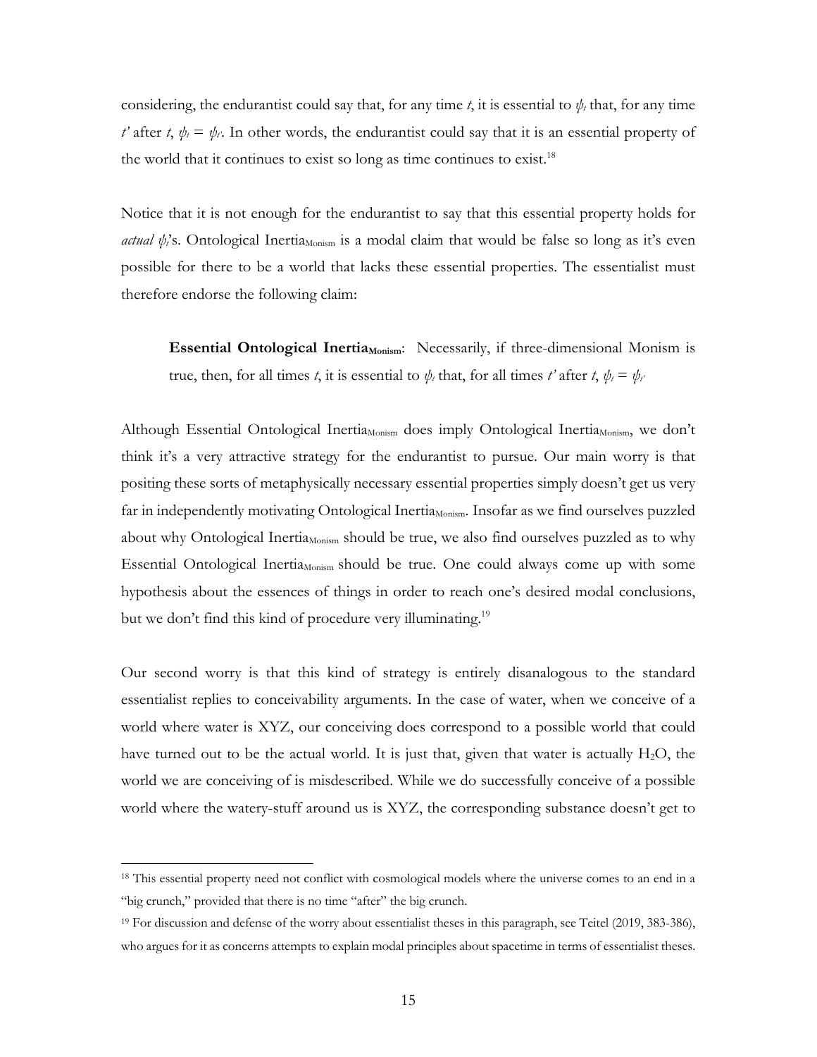considering, the endurantist could say that, for any time *t*, it is essential to $\psi_t$ that, for any time *t'* after *t*, $\psi_t = \psi_{t'}$. In other words, the endurantist could say that it is an essential property of the world that it continues to exist so long as time continues to exist.[18]

Notice that it is not enough for the endurantist to say that this essential property holds for *actual* $\psi_t$'s. Ontological Inertia$_{\text{Monism}}$ is a modal claim that would be false so long as it's even possible for there to be a world that lacks these essential properties. The essentialist must therefore endorse the following claim:

> **Essential Ontological Inertia$_{\text{Monism}}$:** Necessarily, if three-dimensional Monism is true, then, for all times *t*, it is essential to $\psi_t$ that, for all times *t'* after *t*, $\psi_t = \psi_{t'}$

Although Essential Ontological Inertia$_{\text{Monism}}$ does imply Ontological Inertia$_{\text{Monism}}$, we don't think it's a very attractive strategy for the endurantist to pursue. Our main worry is that positing these sorts of metaphysically necessary essential properties simply doesn't get us very far in independently motivating Ontological Inertia$_{\text{Monism}}$. Insofar as we find ourselves puzzled about why Ontological Inertia$_{\text{Monism}}$ should be true, we also find ourselves puzzled as to why Essential Ontological Inertia$_{\text{Monism}}$ should be true. One could always come up with some hypothesis about the essences of things in order to reach one's desired modal conclusions, but we don't find this kind of procedure very illuminating.[19]

Our second worry is that this kind of strategy is entirely disanalogous to the standard essentialist replies to conceivability arguments. In the case of water, when we conceive of a world where water is XYZ, our conceiving does correspond to a possible world that could have turned out to be the actual world. It is just that, given that water is actually $H_2O$, the world we are conceiving of is misdescribed. While we do successfully conceive of a possible world where the watery-stuff around us is XYZ, the corresponding substance doesn't get to

---

[18] This essential property need not conflict with cosmological models where the universe comes to an end in a "big crunch," provided that there is no time "after" the big crunch.

[19] For discussion and defense of the worry about essentialist theses in this paragraph, see Teitel (2019, 383-386), who argues for it as concerns attempts to explain modal principles about spacetime in terms of essentialist theses.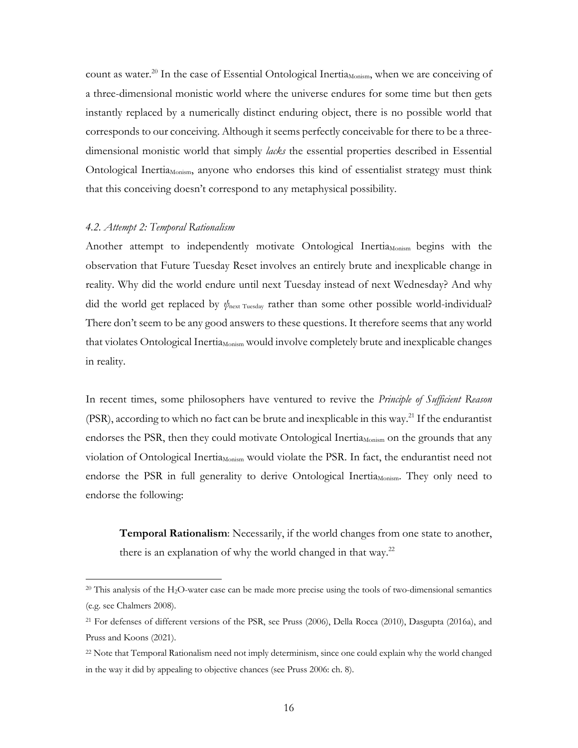count as water.[20] In the case of Essential Ontological Inertia$_{\text{Monism}}$, when we are conceiving of a three-dimensional monistic world where the universe endures for some time but then gets instantly replaced by a numerically distinct enduring object, there is no possible world that corresponds to our conceiving. Although it seems perfectly conceivable for there to be a three-dimensional monistic world that simply *lacks* the essential properties described in Essential Ontological Inertia$_{\text{Monism}}$, anyone who endorses this kind of essentialist strategy must think that this conceiving doesn't correspond to any metaphysical possibility.

### *4.2. Attempt 2: Temporal Rationalism*

Another attempt to independently motivate Ontological Inertia$_{\text{Monism}}$ begins with the observation that Future Tuesday Reset involves an entirely brute and inexplicable change in reality. Why did the world endure until next Tuesday instead of next Wednesday? And why did the world get replaced by $\psi_{\text{next Tuesday}}$ rather than some other possible world-individual? There don't seem to be any good answers to these questions. It therefore seems that any world that violates Ontological Inertia$_{\text{Monism}}$ would involve completely brute and inexplicable changes in reality.

In recent times, some philosophers have ventured to revive the *Principle of Sufficient Reason* (PSR), according to which no fact can be brute and inexplicable in this way.[21] If the endurantist endorses the PSR, then they could motivate Ontological Inertia$_{\text{Monism}}$ on the grounds that any violation of Ontological Inertia$_{\text{Monism}}$ would violate the PSR. In fact, the endurantist need not endorse the PSR in full generality to derive Ontological Inertia$_{\text{Monism}}$. They only need to endorse the following:

> **Temporal Rationalism**: Necessarily, if the world changes from one state to another, there is an explanation of why the world changed in that way.[22]

---

[20] This analysis of the $H_2O$-water case can be made more precise using the tools of two-dimensional semantics (e.g. see Chalmers 2008).

[21] For defenses of different versions of the PSR, see Pruss (2006), Della Rocca (2010), Dasgupta (2016a), and Pruss and Koons (2021).

[22] Note that Temporal Rationalism need not imply determinism, since one could explain why the world changed in the way it did by appealing to objective chances (see Pruss 2006: ch. 8).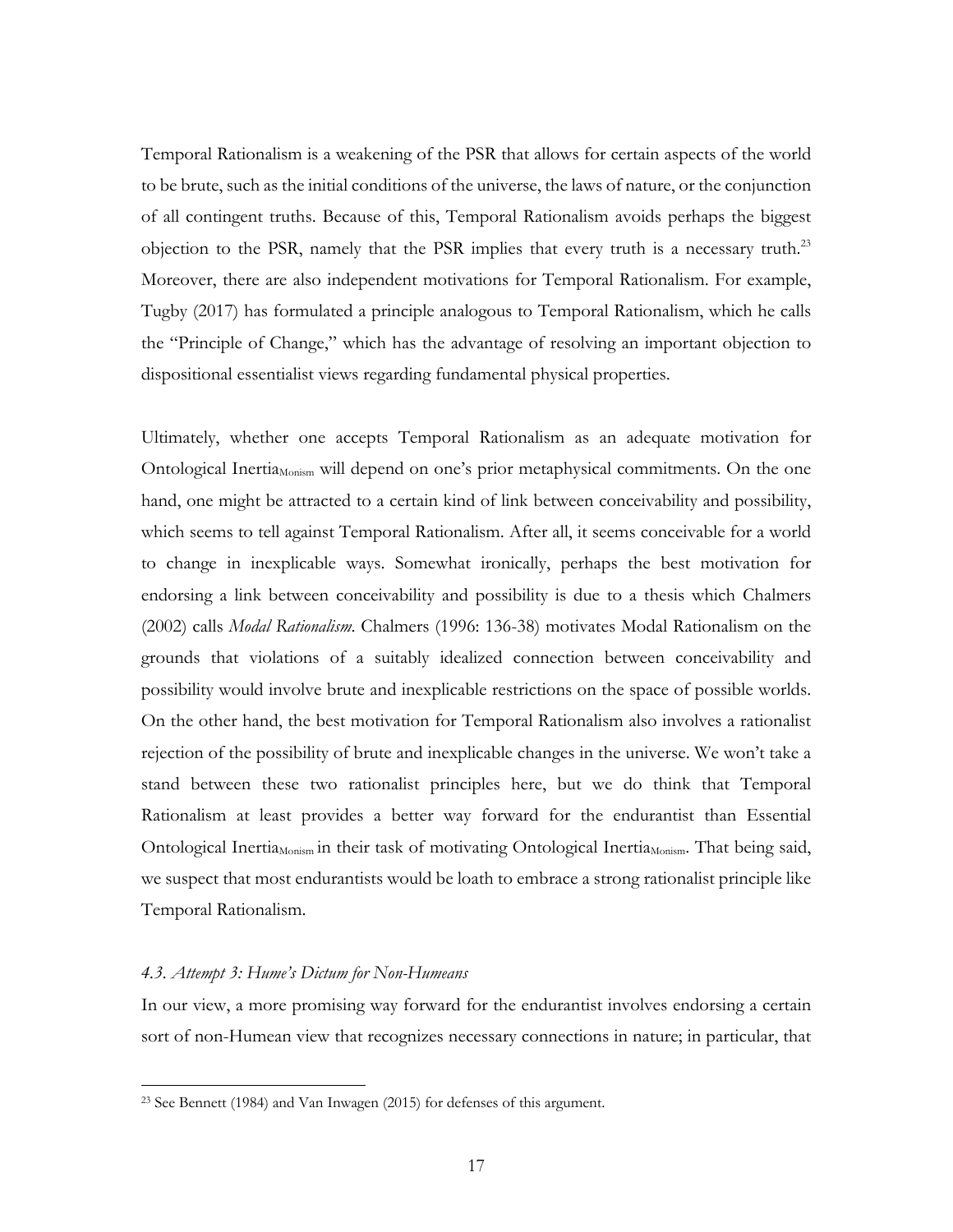Temporal Rationalism is a weakening of the PSR that allows for certain aspects of the world to be brute, such as the initial conditions of the universe, the laws of nature, or the conjunction of all contingent truths. Because of this, Temporal Rationalism avoids perhaps the biggest objection to the PSR, namely that the PSR implies that every truth is a necessary truth.[23] Moreover, there are also independent motivations for Temporal Rationalism. For example, Tugby (2017) has formulated a principle analogous to Temporal Rationalism, which he calls the "Principle of Change," which has the advantage of resolving an important objection to dispositional essentialist views regarding fundamental physical properties.

Ultimately, whether one accepts Temporal Rationalism as an adequate motivation for Ontological Inertia$_{\text{Monism}}$ will depend on one's prior metaphysical commitments. On the one hand, one might be attracted to a certain kind of link between conceivability and possibility, which seems to tell against Temporal Rationalism. After all, it seems conceivable for a world to change in inexplicable ways. Somewhat ironically, perhaps the best motivation for endorsing a link between conceivability and possibility is due to a thesis which Chalmers (2002) calls *Modal Rationalism*. Chalmers (1996: 136-38) motivates Modal Rationalism on the grounds that violations of a suitably idealized connection between conceivability and possibility would involve brute and inexplicable restrictions on the space of possible worlds. On the other hand, the best motivation for Temporal Rationalism also involves a rationalist rejection of the possibility of brute and inexplicable changes in the universe. We won't take a stand between these two rationalist principles here, but we do think that Temporal Rationalism at least provides a better way forward for the endurantist than Essential Ontological Inertia$_{\text{Monism}}$ in their task of motivating Ontological Inertia$_{\text{Monism}}$. That being said, we suspect that most endurantists would be loath to embrace a strong rationalist principle like Temporal Rationalism.

### *4.3. Attempt 3: Hume's Dictum for Non-Humeans*

In our view, a more promising way forward for the endurantist involves endorsing a certain sort of non-Humean view that recognizes necessary connections in nature; in particular, that

[23] See Bennett (1984) and Van Inwagen (2015) for defenses of this argument.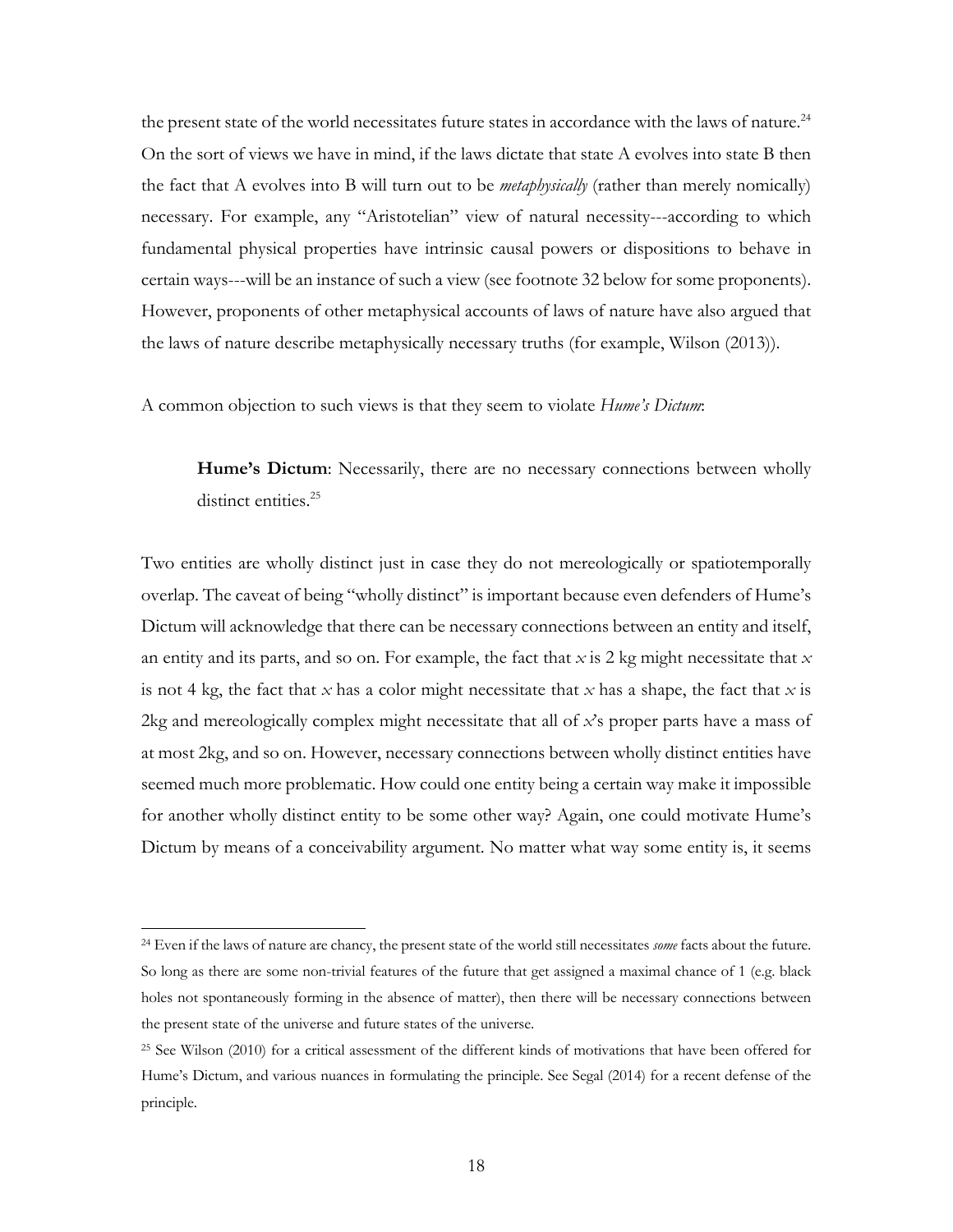the present state of the world necessitates future states in accordance with the laws of nature.[24] On the sort of views we have in mind, if the laws dictate that state A evolves into state B then the fact that A evolves into B will turn out to be *metaphysically* (rather than merely nomically) necessary. For example, any "Aristotelian" view of natural necessity---according to which fundamental physical properties have intrinsic causal powers or dispositions to behave in certain ways---will be an instance of such a view (see footnote 32 below for some proponents). However, proponents of other metaphysical accounts of laws of nature have also argued that the laws of nature describe metaphysically necessary truths (for example, Wilson (2013)).

A common objection to such views is that they seem to violate *Hume's Dictum*:

> **Hume's Dictum**: Necessarily, there are no necessary connections between wholly distinct entities.[25]

Two entities are wholly distinct just in case they do not mereologically or spatiotemporally overlap. The caveat of being "wholly distinct" is important because even defenders of Hume's Dictum will acknowledge that there can be necessary connections between an entity and itself, an entity and its parts, and so on. For example, the fact that $x$ is 2 kg might necessitate that $x$ is not 4 kg, the fact that $x$ has a color might necessitate that $x$ has a shape, the fact that $x$ is 2kg and mereologically complex might necessitate that all of $x$'s proper parts have a mass of at most 2kg, and so on. However, necessary connections between wholly distinct entities have seemed much more problematic. How could one entity being a certain way make it impossible for another wholly distinct entity to be some other way? Again, one could motivate Hume's Dictum by means of a conceivability argument. No matter what way some entity is, it seems

---

[24] Even if the laws of nature are chancy, the present state of the world still necessitates *some* facts about the future. So long as there are some non-trivial features of the future that get assigned a maximal chance of 1 (e.g. black holes not spontaneously forming in the absence of matter), then there will be necessary connections between the present state of the universe and future states of the universe.

[25] See Wilson (2010) for a critical assessment of the different kinds of motivations that have been offered for Hume's Dictum, and various nuances in formulating the principle. See Segal (2014) for a recent defense of the principle.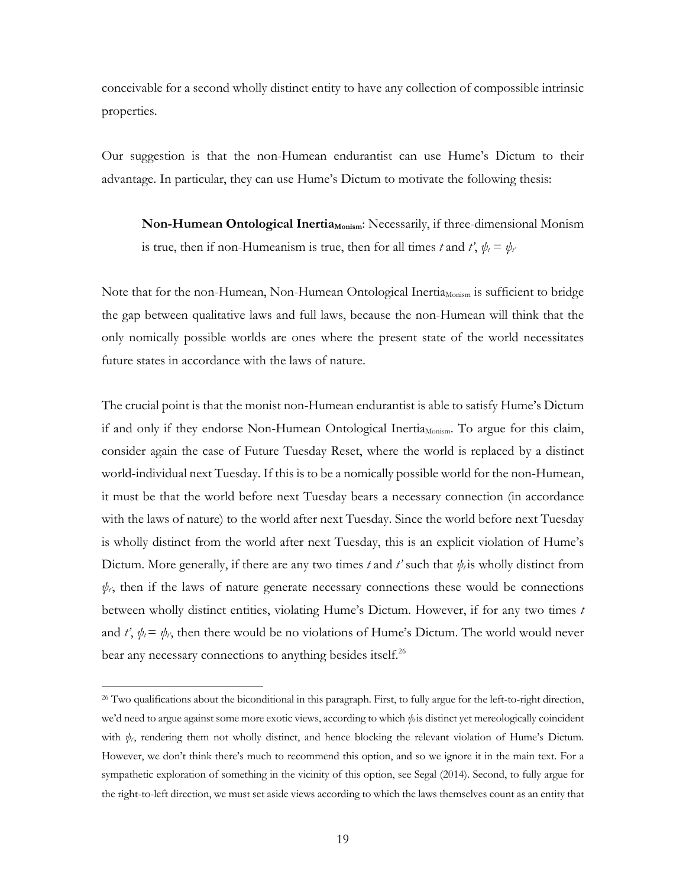conceivable for a second wholly distinct entity to have any collection of compossible intrinsic properties.

Our suggestion is that the non-Humean endurantist can use Hume's Dictum to their advantage. In particular, they can use Hume's Dictum to motivate the following thesis:

> **Non-Humean Ontological Inertia$_{\text{Monism}}$**: Necessarily, if three-dimensional Monism is true, then if non-Humeanism is true, then for all times *t* and *t'*, $\psi_t = \psi_{t'}$

Note that for the non-Humean, Non-Humean Ontological Inertia$_{\text{Monism}}$ is sufficient to bridge the gap between qualitative laws and full laws, because the non-Humean will think that the only nomically possible worlds are ones where the present state of the world necessitates future states in accordance with the laws of nature.

The crucial point is that the monist non-Humean endurantist is able to satisfy Hume's Dictum if and only if they endorse Non-Humean Ontological Inertia$_{\text{Monism}}$. To argue for this claim, consider again the case of Future Tuesday Reset, where the world is replaced by a distinct world-individual next Tuesday. If this is to be a nomically possible world for the non-Humean, it must be that the world before next Tuesday bears a necessary connection (in accordance with the laws of nature) to the world after next Tuesday. Since the world before next Tuesday is wholly distinct from the world after next Tuesday, this is an explicit violation of Hume's Dictum. More generally, if there are any two times *t* and *t'* such that $\psi_t$ is wholly distinct from $\psi_{t'}$, then if the laws of nature generate necessary connections these would be connections between wholly distinct entities, violating Hume's Dictum. However, if for any two times *t* and *t'*, $\psi_t = \psi_{t'}$, then there would be no violations of Hume's Dictum. The world would never bear any necessary connections to anything besides itself.[26]

---

[26] Two qualifications about the biconditional in this paragraph. First, to fully argue for the left-to-right direction, we'd need to argue against some more exotic views, according to which $\psi_t$ is distinct yet mereologically coincident with $\psi_{t'}$, rendering them not wholly distinct, and hence blocking the relevant violation of Hume's Dictum. However, we don't think there's much to recommend this option, and so we ignore it in the main text. For a sympathetic exploration of something in the vicinity of this option, see Segal (2014). Second, to fully argue for the right-to-left direction, we must set aside views according to which the laws themselves count as an entity that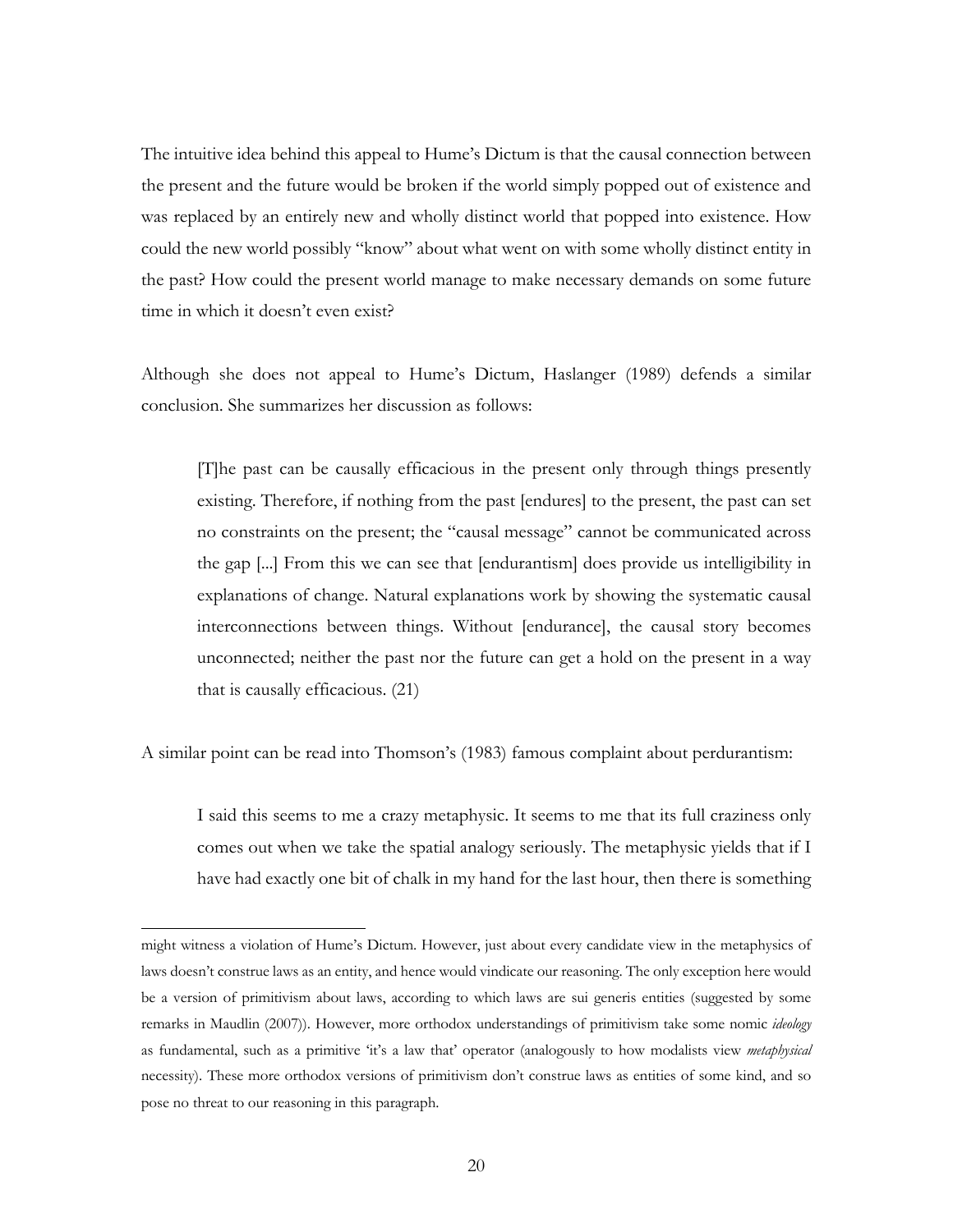The intuitive idea behind this appeal to Hume's Dictum is that the causal connection between the present and the future would be broken if the world simply popped out of existence and was replaced by an entirely new and wholly distinct world that popped into existence. How could the new world possibly "know" about what went on with some wholly distinct entity in the past? How could the present world manage to make necessary demands on some future time in which it doesn't even exist?

Although she does not appeal to Hume's Dictum, Haslanger (1989) defends a similar conclusion. She summarizes her discussion as follows:

> [T]he past can be causally efficacious in the present only through things presently existing. Therefore, if nothing from the past [endures] to the present, the past can set no constraints on the present; the "causal message" cannot be communicated across the gap [...] From this we can see that [endurantism] does provide us intelligibility in explanations of change. Natural explanations work by showing the systematic causal interconnections between things. Without [endurance], the causal story becomes unconnected; neither the past nor the future can get a hold on the present in a way that is causally efficacious. (21)

A similar point can be read into Thomson's (1983) famous complaint about perdurantism:

> I said this seems to me a crazy metaphysic. It seems to me that its full craziness only comes out when we take the spatial analogy seriously. The metaphysic yields that if I have had exactly one bit of chalk in my hand for the last hour, then there is something

---

might witness a violation of Hume's Dictum. However, just about every candidate view in the metaphysics of laws doesn't construe laws as an entity, and hence would vindicate our reasoning. The only exception here would be a version of primitivism about laws, according to which laws are sui generis entities (suggested by some remarks in Maudlin (2007)). However, more orthodox understandings of primitivism take some nomic *ideology* as fundamental, such as a primitive 'it's a law that' operator (analogously to how modalists view *metaphysical* necessity). These more orthodox versions of primitivism don't construe laws as entities of some kind, and so pose no threat to our reasoning in this paragraph.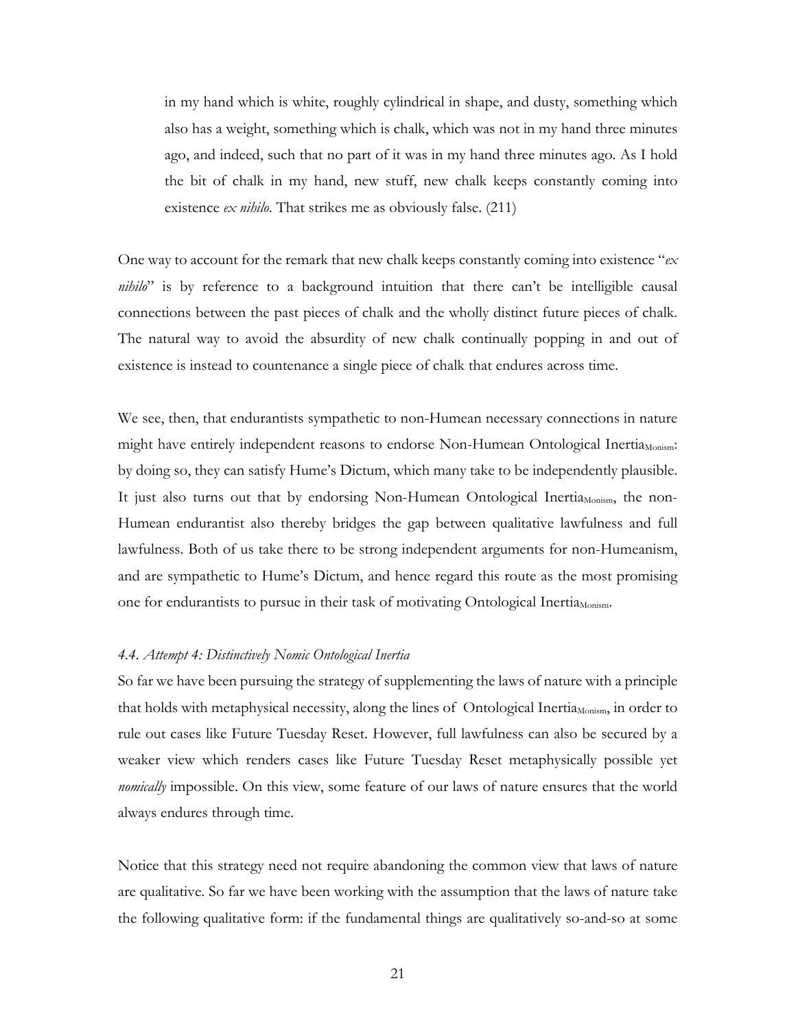> in my hand which is white, roughly cylindrical in shape, and dusty, something which also has a weight, something which is chalk, which was not in my hand three minutes ago, and indeed, such that no part of it was in my hand three minutes ago. As I hold the bit of chalk in my hand, new stuff, new chalk keeps constantly coming into existence *ex nihilo*. That strikes me as obviously false. (211)

One way to account for the remark that new chalk keeps constantly coming into existence "*ex nihilo*" is by reference to a background intuition that there can't be intelligible causal connections between the past pieces of chalk and the wholly distinct future pieces of chalk. The natural way to avoid the absurdity of new chalk continually popping in and out of existence is instead to countenance a single piece of chalk that endures across time.

We see, then, that endurantists sympathetic to non-Humean necessary connections in nature might have entirely independent reasons to endorse Non-Humean Ontological Inertia$_{\text{Monism}}$: by doing so, they can satisfy Hume's Dictum, which many take to be independently plausible. It just also turns out that by endorsing Non-Humean Ontological Inertia$_{\text{Monism}}$, the non-Humean endurantist also thereby bridges the gap between qualitative lawfulness and full lawfulness. Both of us take there to be strong independent arguments for non-Humeanism, and are sympathetic to Hume's Dictum, and hence regard this route as the most promising one for endurantists to pursue in their task of motivating Ontological Inertia$_{\text{Monism}}$.

#### *4.4. Attempt 4: Distinctively Nomic Ontological Inertia*

So far we have been pursuing the strategy of supplementing the laws of nature with a principle that holds with metaphysical necessity, along the lines of Ontological Inertia$_{\text{Monism}}$, in order to rule out cases like Future Tuesday Reset. However, full lawfulness can also be secured by a weaker view which renders cases like Future Tuesday Reset metaphysically possible yet *nomically* impossible. On this view, some feature of our laws of nature ensures that the world always endures through time.

Notice that this strategy need not require abandoning the common view that laws of nature are qualitative. So far we have been working with the assumption that the laws of nature take the following qualitative form: if the fundamental things are qualitatively so-and-so at some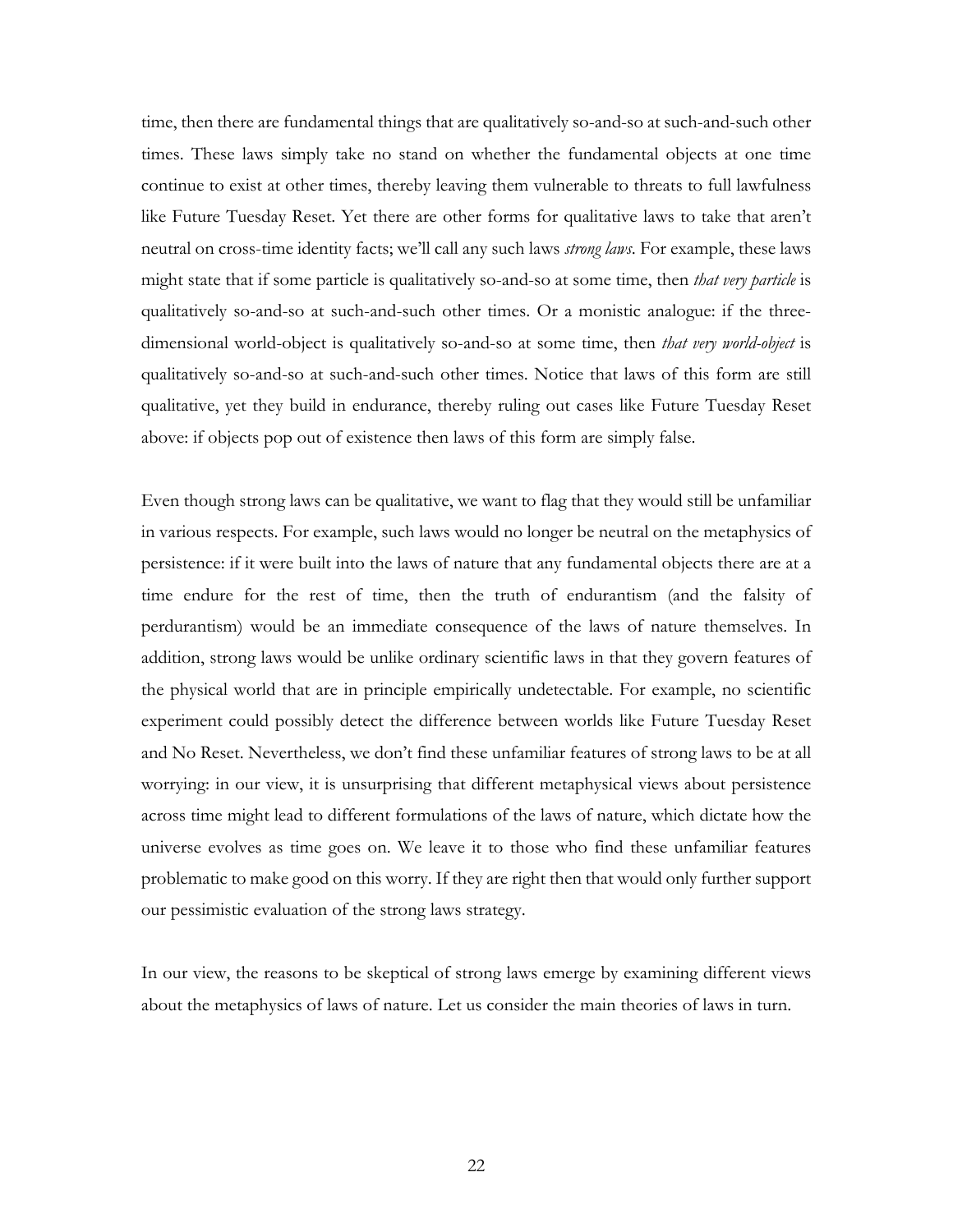time, then there are fundamental things that are qualitatively so-and-so at such-and-such other times. These laws simply take no stand on whether the fundamental objects at one time continue to exist at other times, thereby leaving them vulnerable to threats to full lawfulness like Future Tuesday Reset. Yet there are other forms for qualitative laws to take that aren't neutral on cross-time identity facts; we'll call any such laws *strong laws*. For example, these laws might state that if some particle is qualitatively so-and-so at some time, then *that very particle* is qualitatively so-and-so at such-and-such other times. Or a monistic analogue: if the three-dimensional world-object is qualitatively so-and-so at some time, then *that very world-object* is qualitatively so-and-so at such-and-such other times. Notice that laws of this form are still qualitative, yet they build in endurance, thereby ruling out cases like Future Tuesday Reset above: if objects pop out of existence then laws of this form are simply false.

Even though strong laws can be qualitative, we want to flag that they would still be unfamiliar in various respects. For example, such laws would no longer be neutral on the metaphysics of persistence: if it were built into the laws of nature that any fundamental objects there are at a time endure for the rest of time, then the truth of endurantism (and the falsity of perdurantism) would be an immediate consequence of the laws of nature themselves. In addition, strong laws would be unlike ordinary scientific laws in that they govern features of the physical world that are in principle empirically undetectable. For example, no scientific experiment could possibly detect the difference between worlds like Future Tuesday Reset and No Reset. Nevertheless, we don't find these unfamiliar features of strong laws to be at all worrying: in our view, it is unsurprising that different metaphysical views about persistence across time might lead to different formulations of the laws of nature, which dictate how the universe evolves as time goes on. We leave it to those who find these unfamiliar features problematic to make good on this worry. If they are right then that would only further support our pessimistic evaluation of the strong laws strategy.

In our view, the reasons to be skeptical of strong laws emerge by examining different views about the metaphysics of laws of nature. Let us consider the main theories of laws in turn.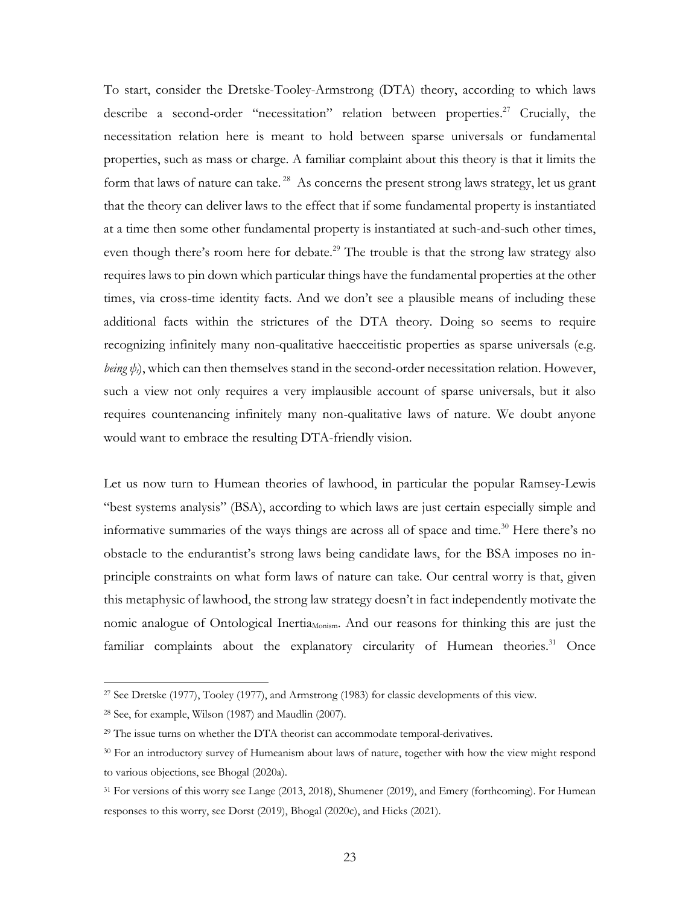To start, consider the Dretske-Tooley-Armstrong (DTA) theory, according to which laws describe a second-order "necessitation" relation between properties.[27] Crucially, the necessitation relation here is meant to hold between sparse universals or fundamental properties, such as mass or charge. A familiar complaint about this theory is that it limits the form that laws of nature can take.[28] As concerns the present strong laws strategy, let us grant that the theory can deliver laws to the effect that if some fundamental property is instantiated at a time then some other fundamental property is instantiated at such-and-such other times, even though there's room here for debate.[29] The trouble is that the strong law strategy also requires laws to pin down which particular things have the fundamental properties at the other times, via cross-time identity facts. And we don't see a plausible means of including these additional facts within the strictures of the DTA theory. Doing so seems to require recognizing infinitely many non-qualitative haecceitistic properties as sparse universals (e.g. *being* $\psi_1$), which can then themselves stand in the second-order necessitation relation. However, such a view not only requires a very implausible account of sparse universals, but it also requires countenancing infinitely many non-qualitative laws of nature. We doubt anyone would want to embrace the resulting DTA-friendly vision.

Let us now turn to Humean theories of lawhood, in particular the popular Ramsey-Lewis "best systems analysis" (BSA), according to which laws are just certain especially simple and informative summaries of the ways things are across all of space and time.[30] Here there's no obstacle to the endurantist's strong laws being candidate laws, for the BSA imposes no in-principle constraints on what form laws of nature can take. Our central worry is that, given this metaphysic of lawhood, the strong law strategy doesn't in fact independently motivate the nomic analogue of Ontological Inertia$_{\text{Monism}}$. And our reasons for thinking this are just the familiar complaints about the explanatory circularity of Humean theories.[31] Once

---

[27] See Dretske (1977), Tooley (1977), and Armstrong (1983) for classic developments of this view.

[28] See, for example, Wilson (1987) and Maudlin (2007).

[29] The issue turns on whether the DTA theorist can accommodate temporal-derivatives.

[30] For an introductory survey of Humeanism about laws of nature, together with how the view might respond to various objections, see Bhogal (2020a).

[31] For versions of this worry see Lange (2013, 2018), Shumener (2019), and Emery (forthcoming). For Humean responses to this worry, see Dorst (2019), Bhogal (2020c), and Hicks (2021).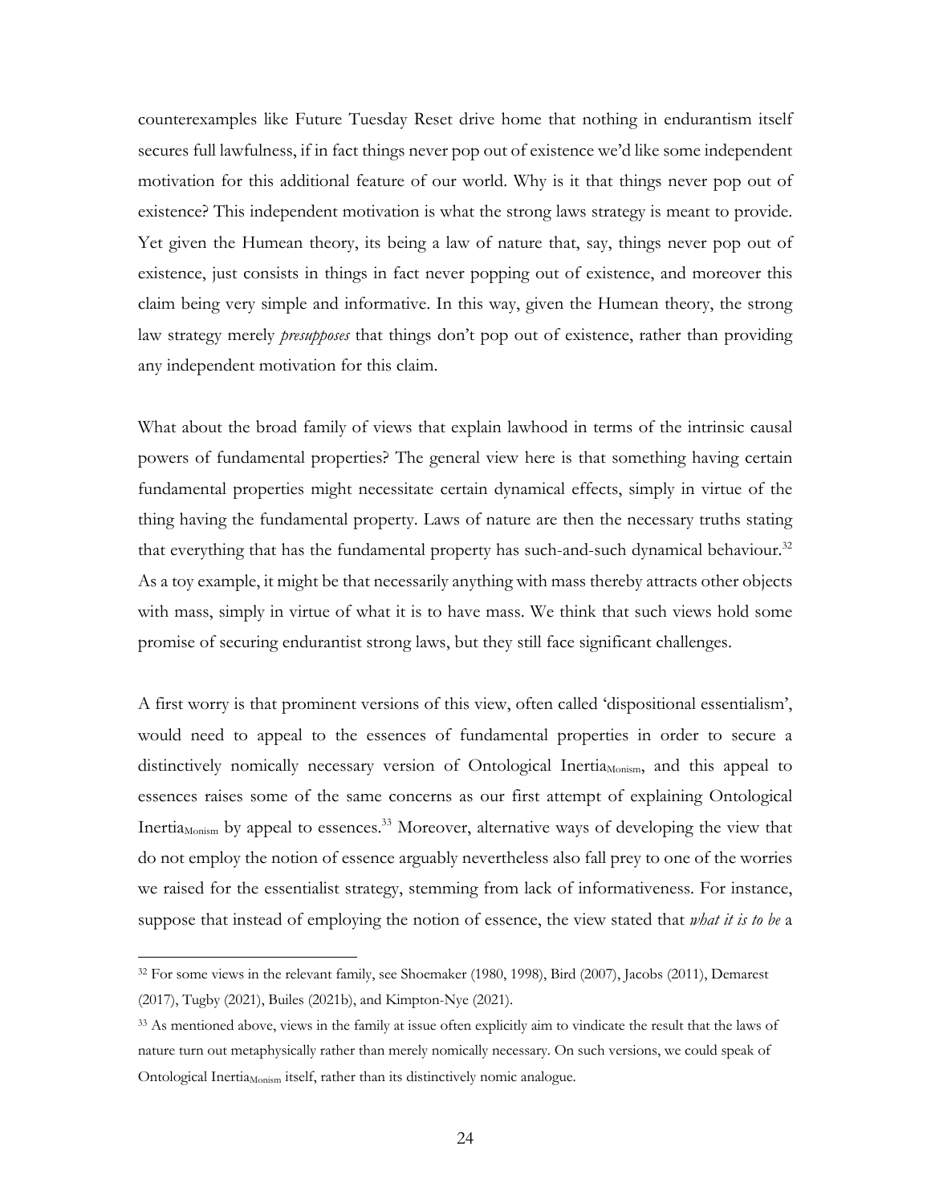counterexamples like Future Tuesday Reset drive home that nothing in endurantism itself secures full lawfulness, if in fact things never pop out of existence we'd like some independent motivation for this additional feature of our world. Why is it that things never pop out of existence? This independent motivation is what the strong laws strategy is meant to provide. Yet given the Humean theory, its being a law of nature that, say, things never pop out of existence, just consists in things in fact never popping out of existence, and moreover this claim being very simple and informative. In this way, given the Humean theory, the strong law strategy merely *presupposes* that things don't pop out of existence, rather than providing any independent motivation for this claim.

What about the broad family of views that explain lawhood in terms of the intrinsic causal powers of fundamental properties? The general view here is that something having certain fundamental properties might necessitate certain dynamical effects, simply in virtue of the thing having the fundamental property. Laws of nature are then the necessary truths stating that everything that has the fundamental property has such-and-such dynamical behaviour.[32] As a toy example, it might be that necessarily anything with mass thereby attracts other objects with mass, simply in virtue of what it is to have mass. We think that such views hold some promise of securing endurantist strong laws, but they still face significant challenges.

A first worry is that prominent versions of this view, often called 'dispositional essentialism', would need to appeal to the essences of fundamental properties in order to secure a distinctively nomically necessary version of Ontological Inertia$_{\text{Monism}}$, and this appeal to essences raises some of the same concerns as our first attempt of explaining Ontological Inertia$_{\text{Monism}}$ by appeal to essences.[33] Moreover, alternative ways of developing the view that do not employ the notion of essence arguably nevertheless also fall prey to one of the worries we raised for the essentialist strategy, stemming from lack of informativeness. For instance, suppose that instead of employing the notion of essence, the view stated that *what it is to be* a

[32] For some views in the relevant family, see Shoemaker (1980, 1998), Bird (2007), Jacobs (2011), Demarest (2017), Tugby (2021), Builes (2021b), and Kimpton-Nye (2021).

[33] As mentioned above, views in the family at issue often explicitly aim to vindicate the result that the laws of nature turn out metaphysically rather than merely nomically necessary. On such versions, we could speak of Ontological Inertia$_{\text{Monism}}$ itself, rather than its distinctively nomic analogue.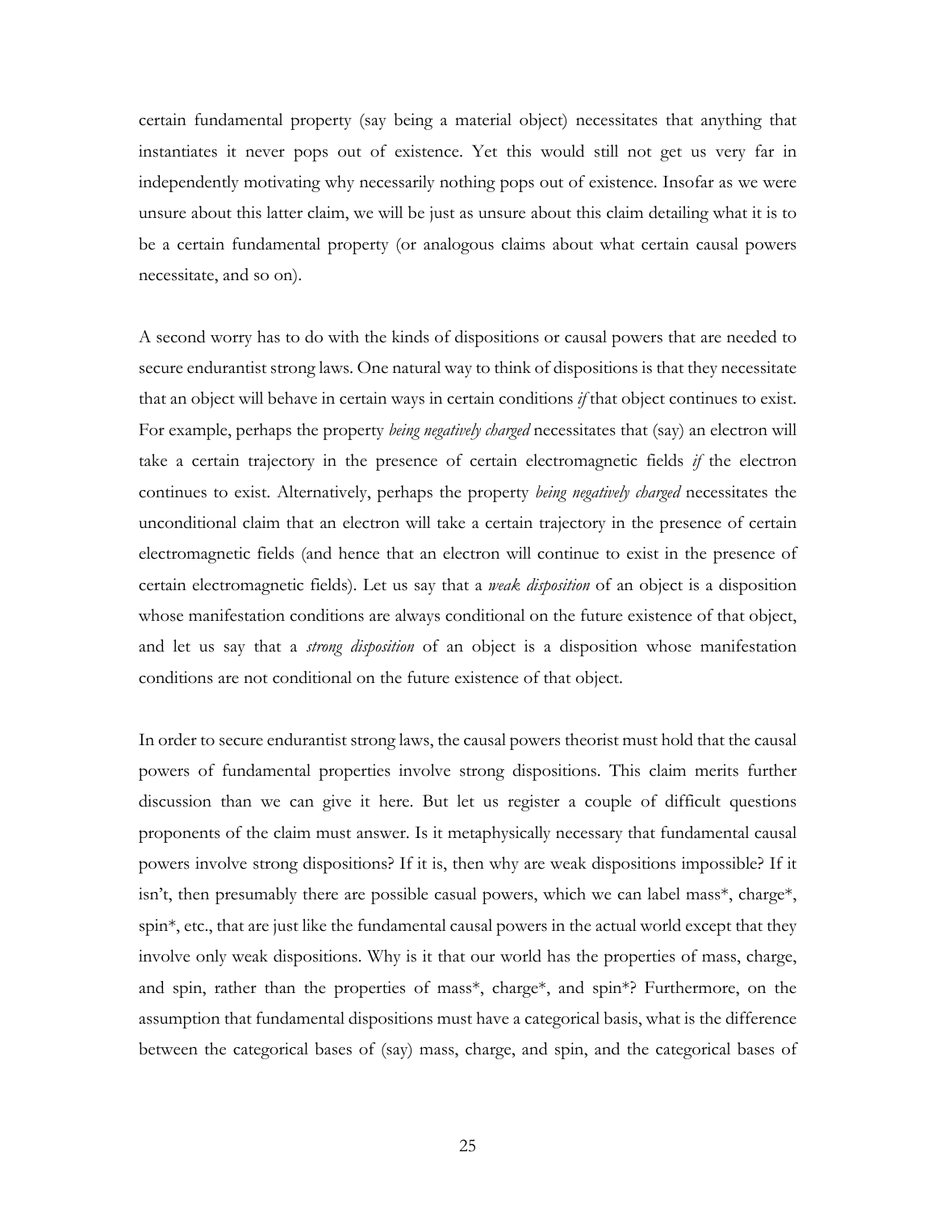certain fundamental property (say being a material object) necessitates that anything that instantiates it never pops out of existence. Yet this would still not get us very far in independently motivating why necessarily nothing pops out of existence. Insofar as we were unsure about this latter claim, we will be just as unsure about this claim detailing what it is to be a certain fundamental property (or analogous claims about what certain causal powers necessitate, and so on).

A second worry has to do with the kinds of dispositions or causal powers that are needed to secure endurantist strong laws. One natural way to think of dispositions is that they necessitate that an object will behave in certain ways in certain conditions *if* that object continues to exist. For example, perhaps the property *being negatively charged* necessitates that (say) an electron will take a certain trajectory in the presence of certain electromagnetic fields *if* the electron continues to exist. Alternatively, perhaps the property *being negatively charged* necessitates the unconditional claim that an electron will take a certain trajectory in the presence of certain electromagnetic fields (and hence that an electron will continue to exist in the presence of certain electromagnetic fields). Let us say that a *weak disposition* of an object is a disposition whose manifestation conditions are always conditional on the future existence of that object, and let us say that a *strong disposition* of an object is a disposition whose manifestation conditions are not conditional on the future existence of that object.

In order to secure endurantist strong laws, the causal powers theorist must hold that the causal powers of fundamental properties involve strong dispositions. This claim merits further discussion than we can give it here. But let us register a couple of difficult questions proponents of the claim must answer. Is it metaphysically necessary that fundamental causal powers involve strong dispositions? If it is, then why are weak dispositions impossible? If it isn't, then presumably there are possible casual powers, which we can label mass*, charge*, spin*, etc., that are just like the fundamental causal powers in the actual world except that they involve only weak dispositions. Why is it that our world has the properties of mass, charge, and spin, rather than the properties of mass*, charge*, and spin*? Furthermore, on the assumption that fundamental dispositions must have a categorical basis, what is the difference between the categorical bases of (say) mass, charge, and spin, and the categorical bases of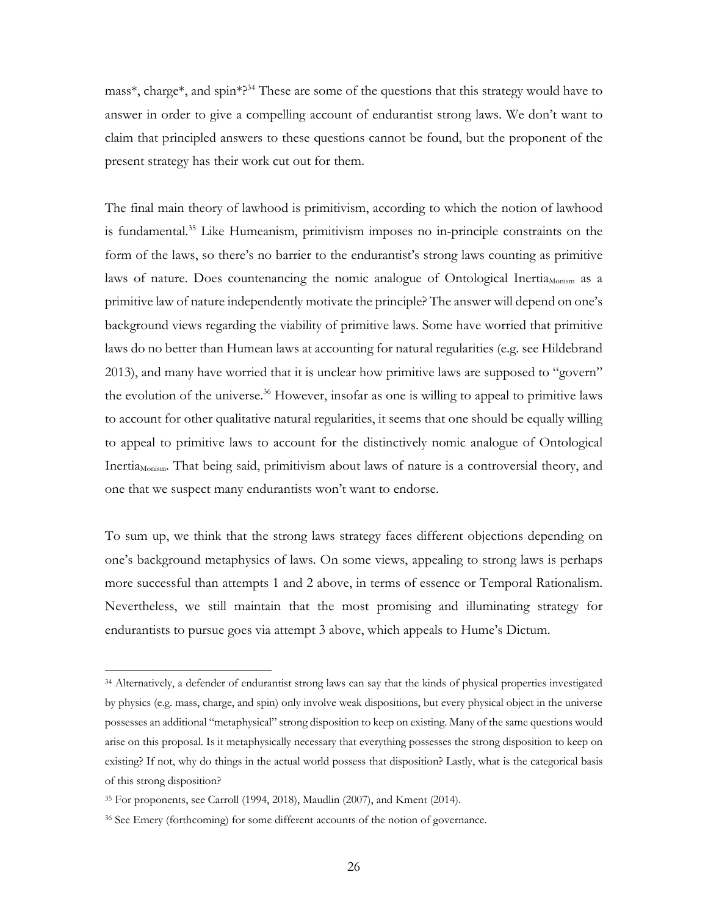mass*, charge*, and spin*?[34] These are some of the questions that this strategy would have to answer in order to give a compelling account of endurantist strong laws. We don't want to claim that principled answers to these questions cannot be found, but the proponent of the present strategy has their work cut out for them.

The final main theory of lawhood is primitivism, according to which the notion of lawhood is fundamental.[35] Like Humeanism, primitivism imposes no in-principle constraints on the form of the laws, so there's no barrier to the endurantist's strong laws counting as primitive laws of nature. Does countenancing the nomic analogue of Ontological Inertia$_{\text{Monism}}$ as a primitive law of nature independently motivate the principle? The answer will depend on one's background views regarding the viability of primitive laws. Some have worried that primitive laws do no better than Humean laws at accounting for natural regularities (e.g. see Hildebrand 2013), and many have worried that it is unclear how primitive laws are supposed to "govern" the evolution of the universe.[36] However, insofar as one is willing to appeal to primitive laws to account for other qualitative natural regularities, it seems that one should be equally willing to appeal to primitive laws to account for the distinctively nomic analogue of Ontological Inertia$_{\text{Monism}}$. That being said, primitivism about laws of nature is a controversial theory, and one that we suspect many endurantists won't want to endorse.

To sum up, we think that the strong laws strategy faces different objections depending on one's background metaphysics of laws. On some views, appealing to strong laws is perhaps more successful than attempts 1 and 2 above, in terms of essence or Temporal Rationalism. Nevertheless, we still maintain that the most promising and illuminating strategy for endurantists to pursue goes via attempt 3 above, which appeals to Hume's Dictum.

---

[34] Alternatively, a defender of endurantist strong laws can say that the kinds of physical properties investigated by physics (e.g. mass, charge, and spin) only involve weak dispositions, but every physical object in the universe possesses an additional "metaphysical" strong disposition to keep on existing. Many of the same questions would arise on this proposal. Is it metaphysically necessary that everything possesses the strong disposition to keep on existing? If not, why do things in the actual world possess that disposition? Lastly, what is the categorical basis of this strong disposition?

[35] For proponents, see Carroll (1994, 2018), Maudlin (2007), and Kment (2014).

[36] See Emery (forthcoming) for some different accounts of the notion of governance.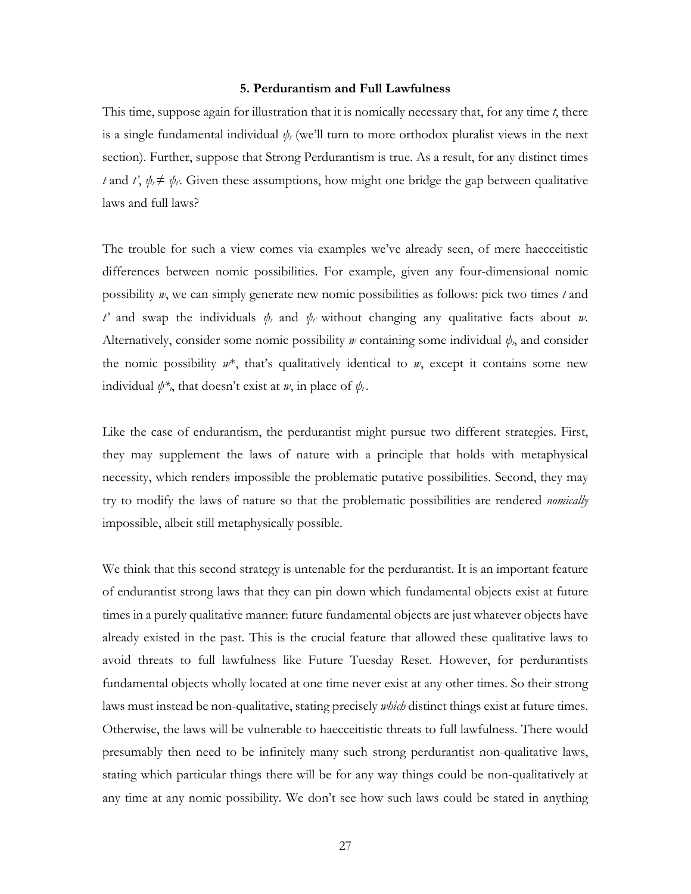### 5. Perdurantism and Full Lawfulness

This time, suppose again for illustration that it is nomically necessary that, for any time *t*, there is a single fundamental individual $\psi_t$ (we'll turn to more orthodox pluralist views in the next section). Further, suppose that Strong Perdurantism is true. As a result, for any distinct times *t* and *t'*, $\psi_t \neq \psi_{t'}$. Given these assumptions, how might one bridge the gap between qualitative laws and full laws?

The trouble for such a view comes via examples we've already seen, of mere haecceitistic differences between nomic possibilities. For example, given any four-dimensional nomic possibility *w*, we can simply generate new nomic possibilities as follows: pick two times *t* and *t'* and swap the individuals $\psi_t$ and $\psi_{t'}$ without changing any qualitative facts about *w*. Alternatively, consider some nomic possibility *w* containing some individual $\psi_t$, and consider the nomic possibility *w*\*, that's qualitatively identical to *w*, except it contains some new individual $\psi^*_t$, that doesn't exist at *w*, in place of $\psi_t$.

Like the case of endurantism, the perdurantist might pursue two different strategies. First, they may supplement the laws of nature with a principle that holds with metaphysical necessity, which renders impossible the problematic putative possibilities. Second, they may try to modify the laws of nature so that the problematic possibilities are rendered *nomically* impossible, albeit still metaphysically possible.

We think that this second strategy is untenable for the perdurantist. It is an important feature of endurantist strong laws that they can pin down which fundamental objects exist at future times in a purely qualitative manner: future fundamental objects are just whatever objects have already existed in the past. This is the crucial feature that allowed these qualitative laws to avoid threats to full lawfulness like Future Tuesday Reset. However, for perdurantists fundamental objects wholly located at one time never exist at any other times. So their strong laws must instead be non-qualitative, stating precisely *which* distinct things exist at future times. Otherwise, the laws will be vulnerable to haecceitistic threats to full lawfulness. There would presumably then need to be infinitely many such strong perdurantist non-qualitative laws, stating which particular things there will be for any way things could be non-qualitatively at any time at any nomic possibility. We don't see how such laws could be stated in anything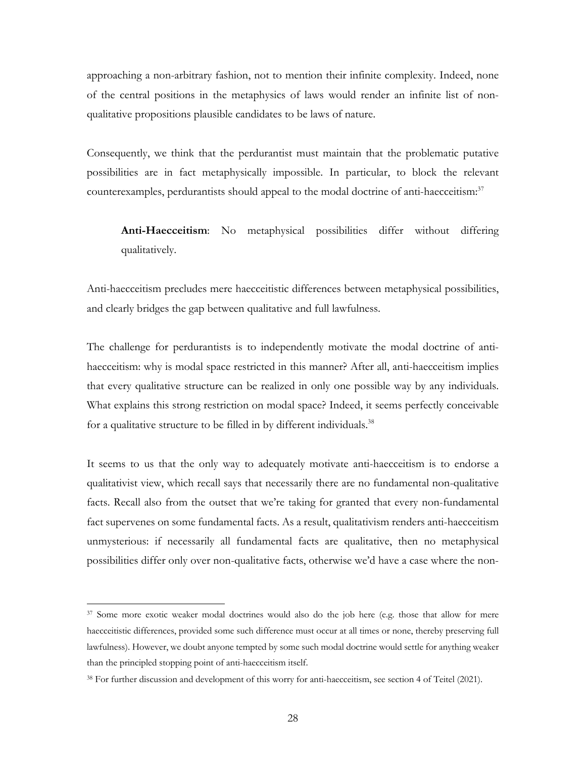approaching a non-arbitrary fashion, not to mention their infinite complexity. Indeed, none of the central positions in the metaphysics of laws would render an infinite list of non-qualitative propositions plausible candidates to be laws of nature.

Consequently, we think that the perdurantist must maintain that the problematic putative possibilities are in fact metaphysically impossible. In particular, to block the relevant counterexamples, perdurantists should appeal to the modal doctrine of anti-haecceitism:[37]

> **Anti-Haecceitism**: No metaphysical possibilities differ without differing qualitatively.

Anti-haecceitism precludes mere haecceitistic differences between metaphysical possibilities, and clearly bridges the gap between qualitative and full lawfulness.

The challenge for perdurantists is to independently motivate the modal doctrine of anti-haecceitism: why is modal space restricted in this manner? After all, anti-haecceitism implies that every qualitative structure can be realized in only one possible way by any individuals. What explains this strong restriction on modal space? Indeed, it seems perfectly conceivable for a qualitative structure to be filled in by different individuals.[38]

It seems to us that the only way to adequately motivate anti-haecceitism is to endorse a qualitativist view, which recall says that necessarily there are no fundamental non-qualitative facts. Recall also from the outset that we're taking for granted that every non-fundamental fact supervenes on some fundamental facts. As a result, qualitativism renders anti-haecceitism unmysterious: if necessarily all fundamental facts are qualitative, then no metaphysical possibilities differ only over non-qualitative facts, otherwise we'd have a case where the non-

---

[37] Some more exotic weaker modal doctrines would also do the job here (e.g. those that allow for mere haecceitistic differences, provided some such difference must occur at all times or none, thereby preserving full lawfulness). However, we doubt anyone tempted by some such modal doctrine would settle for anything weaker than the principled stopping point of anti-haecceitism itself.

[38] For further discussion and development of this worry for anti-haecceitism, see section 4 of Teitel (2021).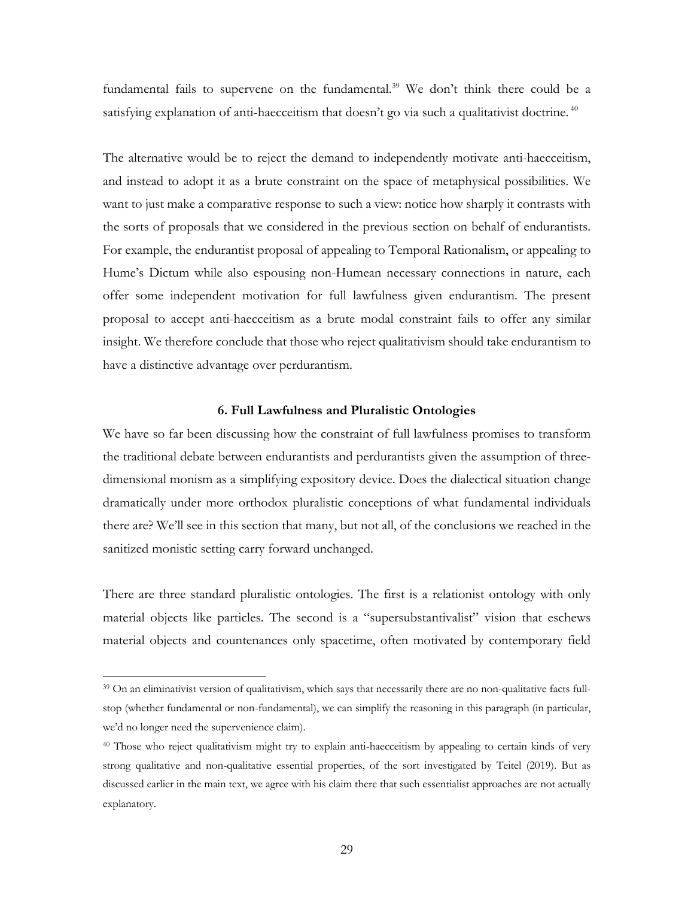fundamental fails to supervene on the fundamental.[39] We don't think there could be a satisfying explanation of anti-haecceitism that doesn't go via such a qualitativist doctrine.[40]

The alternative would be to reject the demand to independently motivate anti-haecceitism, and instead to adopt it as a brute constraint on the space of metaphysical possibilities. We want to just make a comparative response to such a view: notice how sharply it contrasts with the sorts of proposals that we considered in the previous section on behalf of endurantists. For example, the endurantist proposal of appealing to Temporal Rationalism, or appealing to Hume's Dictum while also espousing non-Humean necessary connections in nature, each offer some independent motivation for full lawfulness given endurantism. The present proposal to accept anti-haecceitism as a brute modal constraint fails to offer any similar insight. We therefore conclude that those who reject qualitativism should take endurantism to have a distinctive advantage over perdurantism.

## 6. Full Lawfulness and Pluralistic Ontologies

We have so far been discussing how the constraint of full lawfulness promises to transform the traditional debate between endurantists and perdurantists given the assumption of three-dimensional monism as a simplifying expository device. Does the dialectical situation change dramatically under more orthodox pluralistic conceptions of what fundamental individuals there are? We'll see in this section that many, but not all, of the conclusions we reached in the sanitized monistic setting carry forward unchanged.

There are three standard pluralistic ontologies. The first is a relationist ontology with only material objects like particles. The second is a "supersubstantivalist" vision that eschews material objects and countenances only spacetime, often motivated by contemporary field

---

[39] On an eliminativist version of qualitativism, which says that necessarily there are no non-qualitative facts full-stop (whether fundamental or non-fundamental), we can simplify the reasoning in this paragraph (in particular, we'd no longer need the supervenience claim).

[40] Those who reject qualitativism might try to explain anti-haecceitism by appealing to certain kinds of very strong qualitative and non-qualitative essential properties, of the sort investigated by Teitel (2019). But as discussed earlier in the main text, we agree with his claim there that such essentialist approaches are not actually explanatory.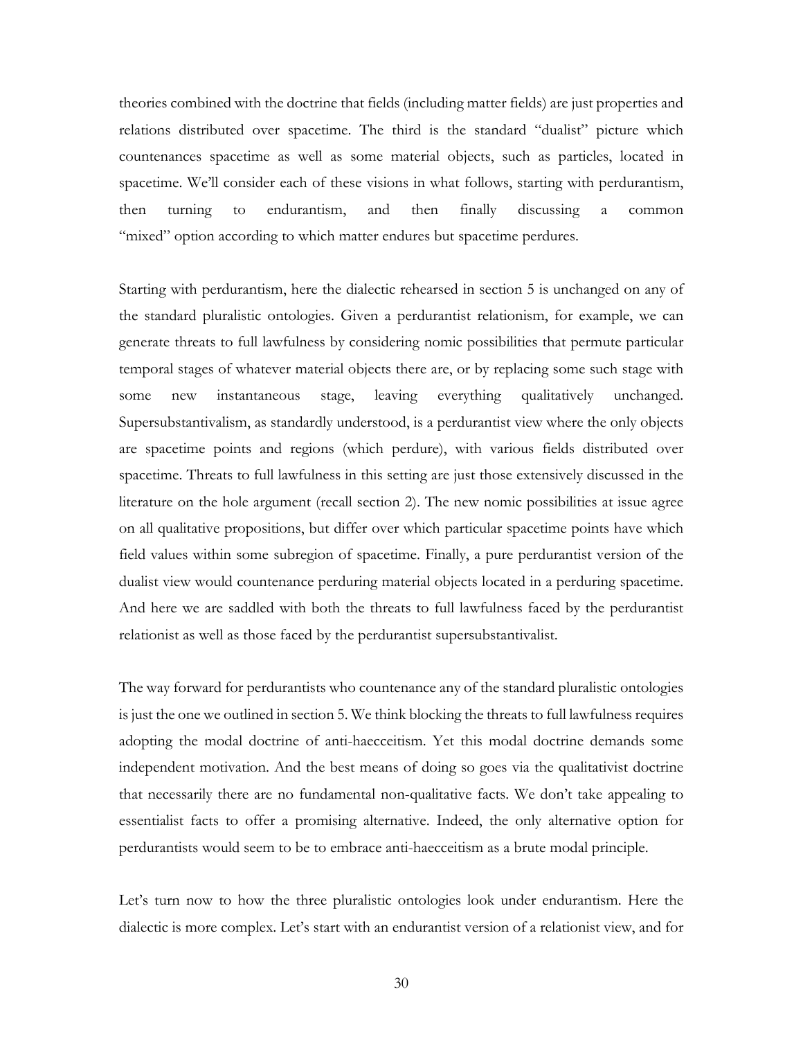theories combined with the doctrine that fields (including matter fields) are just properties and relations distributed over spacetime. The third is the standard "dualist" picture which countenances spacetime as well as some material objects, such as particles, located in spacetime. We'll consider each of these visions in what follows, starting with perdurantism, then turning to endurantism, and then finally discussing a common "mixed" option according to which matter endures but spacetime perdures.

Starting with perdurantism, here the dialectic rehearsed in section 5 is unchanged on any of the standard pluralistic ontologies. Given a perdurantist relationism, for example, we can generate threats to full lawfulness by considering nomic possibilities that permute particular temporal stages of whatever material objects there are, or by replacing some such stage with some new instantaneous stage, leaving everything qualitatively unchanged. Supersubstantivalism, as standardly understood, is a perdurantist view where the only objects are spacetime points and regions (which perdure), with various fields distributed over spacetime. Threats to full lawfulness in this setting are just those extensively discussed in the literature on the hole argument (recall section 2). The new nomic possibilities at issue agree on all qualitative propositions, but differ over which particular spacetime points have which field values within some subregion of spacetime. Finally, a pure perdurantist version of the dualist view would countenance perduring material objects located in a perduring spacetime. And here we are saddled with both the threats to full lawfulness faced by the perdurantist relationist as well as those faced by the perdurantist supersubstantivalist.

The way forward for perdurantists who countenance any of the standard pluralistic ontologies is just the one we outlined in section 5. We think blocking the threats to full lawfulness requires adopting the modal doctrine of anti-haecceitism. Yet this modal doctrine demands some independent motivation. And the best means of doing so goes via the qualitativist doctrine that necessarily there are no fundamental non-qualitative facts. We don't take appealing to essentialist facts to offer a promising alternative. Indeed, the only alternative option for perdurantists would seem to be to embrace anti-haecceitism as a brute modal principle.

Let's turn now to how the three pluralistic ontologies look under endurantism. Here the dialectic is more complex. Let's start with an endurantist version of a relationist view, and for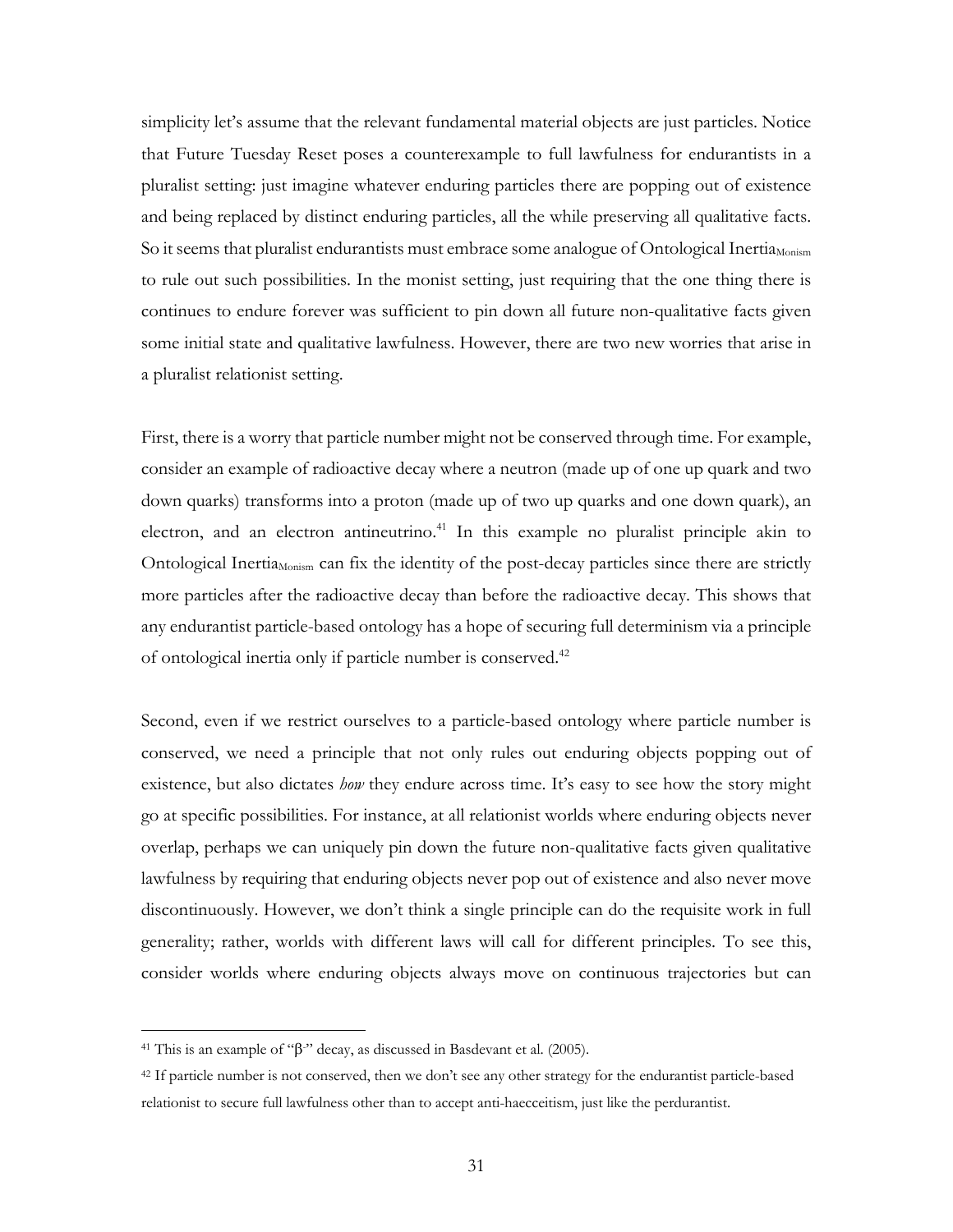simplicity let's assume that the relevant fundamental material objects are just particles. Notice that Future Tuesday Reset poses a counterexample to full lawfulness for endurantists in a pluralist setting: just imagine whatever enduring particles there are popping out of existence and being replaced by distinct enduring particles, all the while preserving all qualitative facts. So it seems that pluralist endurantists must embrace some analogue of Ontological Inertia$_{\text{Monism}}$ to rule out such possibilities. In the monist setting, just requiring that the one thing there is continues to endure forever was sufficient to pin down all future non-qualitative facts given some initial state and qualitative lawfulness. However, there are two new worries that arise in a pluralist relationist setting.

First, there is a worry that particle number might not be conserved through time. For example, consider an example of radioactive decay where a neutron (made up of one up quark and two down quarks) transforms into a proton (made up of two up quarks and one down quark), an electron, and an electron antineutrino.[41] In this example no pluralist principle akin to Ontological Inertia$_{\text{Monism}}$ can fix the identity of the post-decay particles since there are strictly more particles after the radioactive decay than before the radioactive decay. This shows that any endurantist particle-based ontology has a hope of securing full determinism via a principle of ontological inertia only if particle number is conserved.[42]

Second, even if we restrict ourselves to a particle-based ontology where particle number is conserved, we need a principle that not only rules out enduring objects popping out of existence, but also dictates *how* they endure across time. It's easy to see how the story might go at specific possibilities. For instance, at all relationist worlds where enduring objects never overlap, perhaps we can uniquely pin down the future non-qualitative facts given qualitative lawfulness by requiring that enduring objects never pop out of existence and also never move discontinuously. However, we don't think a single principle can do the requisite work in full generality; rather, worlds with different laws will call for different principles. To see this, consider worlds where enduring objects always move on continuous trajectories but can

---

[41] This is an example of "$\beta^-$" decay, as discussed in Basdevant et al. (2005).

[42] If particle number is not conserved, then we don't see any other strategy for the endurantist particle-based relationist to secure full lawfulness other than to accept anti-haecceitism, just like the perdurantist.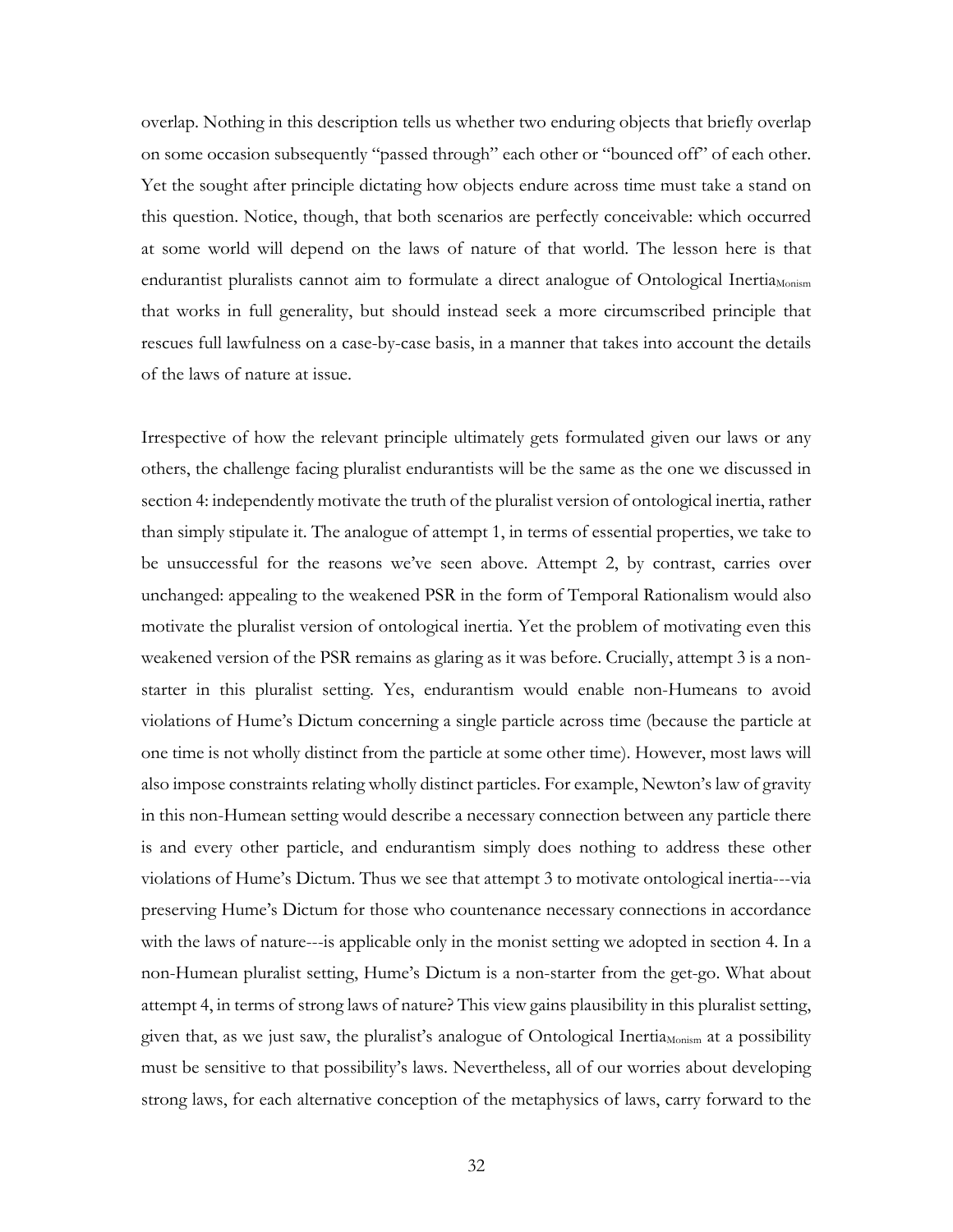overlap. Nothing in this description tells us whether two enduring objects that briefly overlap on some occasion subsequently "passed through" each other or "bounced off" of each other. Yet the sought after principle dictating how objects endure across time must take a stand on this question. Notice, though, that both scenarios are perfectly conceivable: which occurred at some world will depend on the laws of nature of that world. The lesson here is that endurantist pluralists cannot aim to formulate a direct analogue of Ontological Inertia$_{\text{Monism}}$ that works in full generality, but should instead seek a more circumscribed principle that rescues full lawfulness on a case-by-case basis, in a manner that takes into account the details of the laws of nature at issue.

Irrespective of how the relevant principle ultimately gets formulated given our laws or any others, the challenge facing pluralist endurantists will be the same as the one we discussed in section 4: independently motivate the truth of the pluralist version of ontological inertia, rather than simply stipulate it. The analogue of attempt 1, in terms of essential properties, we take to be unsuccessful for the reasons we've seen above. Attempt 2, by contrast, carries over unchanged: appealing to the weakened PSR in the form of Temporal Rationalism would also motivate the pluralist version of ontological inertia. Yet the problem of motivating even this weakened version of the PSR remains as glaring as it was before. Crucially, attempt 3 is a non-starter in this pluralist setting. Yes, endurantism would enable non-Humeans to avoid violations of Hume's Dictum concerning a single particle across time (because the particle at one time is not wholly distinct from the particle at some other time). However, most laws will also impose constraints relating wholly distinct particles. For example, Newton's law of gravity in this non-Humean setting would describe a necessary connection between any particle there is and every other particle, and endurantism simply does nothing to address these other violations of Hume's Dictum. Thus we see that attempt 3 to motivate ontological inertia---via preserving Hume's Dictum for those who countenance necessary connections in accordance with the laws of nature---is applicable only in the monist setting we adopted in section 4. In a non-Humean pluralist setting, Hume's Dictum is a non-starter from the get-go. What about attempt 4, in terms of strong laws of nature? This view gains plausibility in this pluralist setting, given that, as we just saw, the pluralist's analogue of Ontological Inertia$_{\text{Monism}}$ at a possibility must be sensitive to that possibility's laws. Nevertheless, all of our worries about developing strong laws, for each alternative conception of the metaphysics of laws, carry forward to the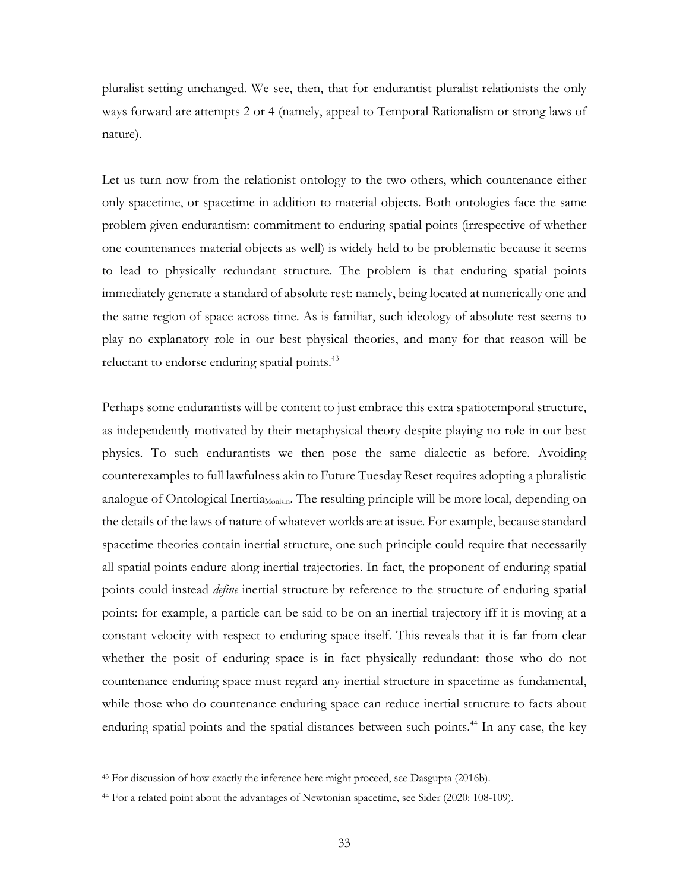pluralist setting unchanged. We see, then, that for endurantist pluralist relationists the only ways forward are attempts 2 or 4 (namely, appeal to Temporal Rationalism or strong laws of nature).

Let us turn now from the relationist ontology to the two others, which countenance either only spacetime, or spacetime in addition to material objects. Both ontologies face the same problem given endurantism: commitment to enduring spatial points (irrespective of whether one countenances material objects as well) is widely held to be problematic because it seems to lead to physically redundant structure. The problem is that enduring spatial points immediately generate a standard of absolute rest: namely, being located at numerically one and the same region of space across time. As is familiar, such ideology of absolute rest seems to play no explanatory role in our best physical theories, and many for that reason will be reluctant to endorse enduring spatial points.[43]

Perhaps some endurantists will be content to just embrace this extra spatiotemporal structure, as independently motivated by their metaphysical theory despite playing no role in our best physics. To such endurantists we then pose the same dialectic as before. Avoiding counterexamples to full lawfulness akin to Future Tuesday Reset requires adopting a pluralistic analogue of Ontological Inertia$_{\text{Monism}}$. The resulting principle will be more local, depending on the details of the laws of nature of whatever worlds are at issue. For example, because standard spacetime theories contain inertial structure, one such principle could require that necessarily all spatial points endure along inertial trajectories. In fact, the proponent of enduring spatial points could instead *define* inertial structure by reference to the structure of enduring spatial points: for example, a particle can be said to be on an inertial trajectory iff it is moving at a constant velocity with respect to enduring space itself. This reveals that it is far from clear whether the posit of enduring space is in fact physically redundant: those who do not countenance enduring space must regard any inertial structure in spacetime as fundamental, while those who do countenance enduring space can reduce inertial structure to facts about enduring spatial points and the spatial distances between such points.[44] In any case, the key

---

[43] For discussion of how exactly the inference here might proceed, see Dasgupta (2016b).

[44] For a related point about the advantages of Newtonian spacetime, see Sider (2020: 108-109).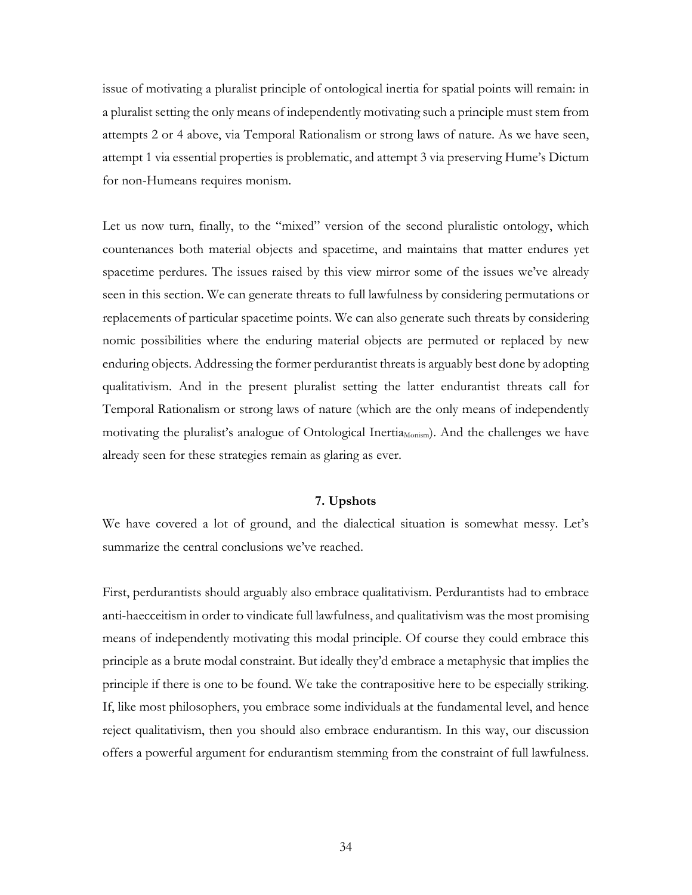issue of motivating a pluralist principle of ontological inertia for spatial points will remain: in a pluralist setting the only means of independently motivating such a principle must stem from attempts 2 or 4 above, via Temporal Rationalism or strong laws of nature. As we have seen, attempt 1 via essential properties is problematic, and attempt 3 via preserving Hume's Dictum for non-Humeans requires monism.

Let us now turn, finally, to the "mixed" version of the second pluralistic ontology, which countenances both material objects and spacetime, and maintains that matter endures yet spacetime perdures. The issues raised by this view mirror some of the issues we've already seen in this section. We can generate threats to full lawfulness by considering permutations or replacements of particular spacetime points. We can also generate such threats by considering nomic possibilities where the enduring material objects are permuted or replaced by new enduring objects. Addressing the former perdurantist threats is arguably best done by adopting qualitativism. And in the present pluralist setting the latter endurantist threats call for Temporal Rationalism or strong laws of nature (which are the only means of independently motivating the pluralist's analogue of Ontological Inertia$_{\text{Monism}}$). And the challenges we have already seen for these strategies remain as glaring as ever.

## 7. Upshots

We have covered a lot of ground, and the dialectical situation is somewhat messy. Let's summarize the central conclusions we've reached.

First, perdurantists should arguably also embrace qualitativism. Perdurantists had to embrace anti-haecceitism in order to vindicate full lawfulness, and qualitativism was the most promising means of independently motivating this modal principle. Of course they could embrace this principle as a brute modal constraint. But ideally they'd embrace a metaphysic that implies the principle if there is one to be found. We take the contrapositive here to be especially striking. If, like most philosophers, you embrace some individuals at the fundamental level, and hence reject qualitativism, then you should also embrace endurantism. In this way, our discussion offers a powerful argument for endurantism stemming from the constraint of full lawfulness.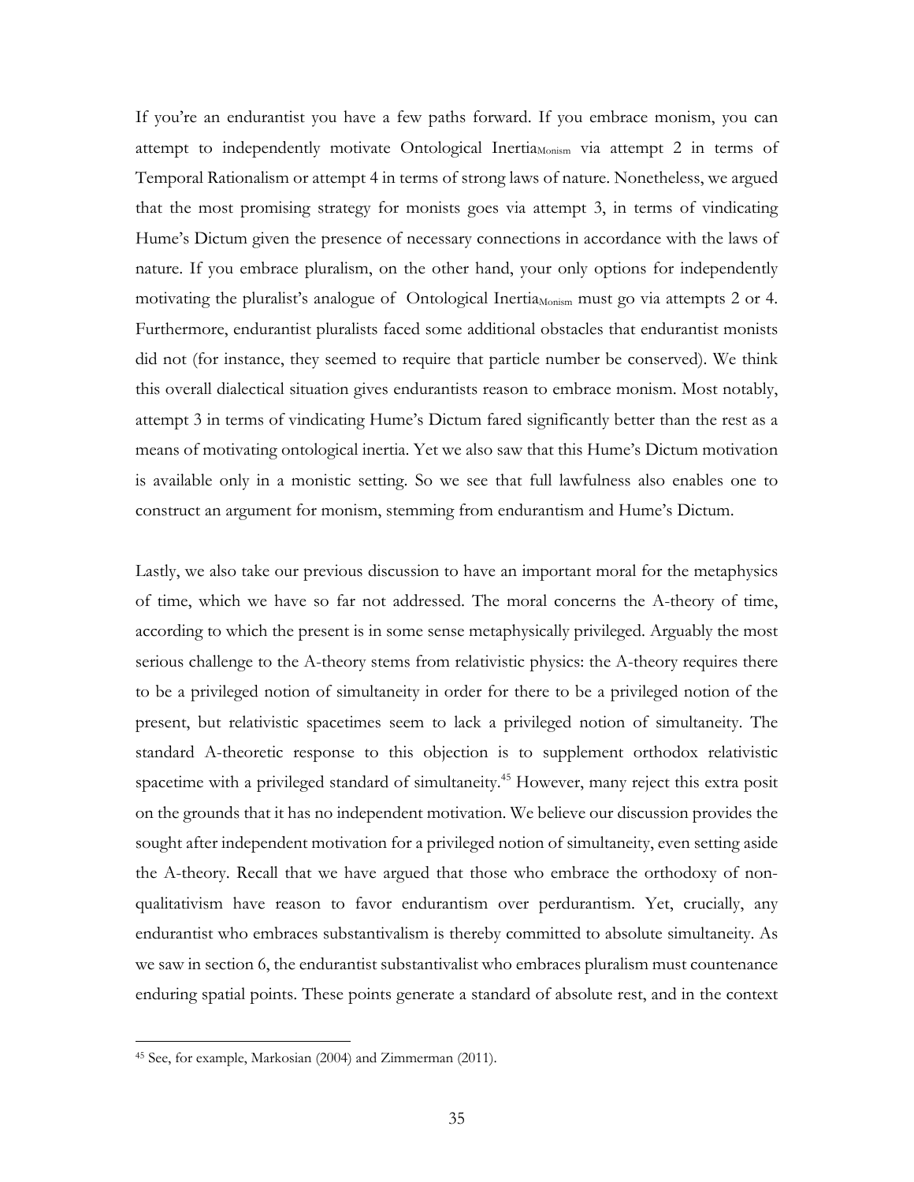If you're an endurantist you have a few paths forward. If you embrace monism, you can attempt to independently motivate Ontological Inertia$_{\text{Monism}}$ via attempt 2 in terms of Temporal Rationalism or attempt 4 in terms of strong laws of nature. Nonetheless, we argued that the most promising strategy for monists goes via attempt 3, in terms of vindicating Hume's Dictum given the presence of necessary connections in accordance with the laws of nature. If you embrace pluralism, on the other hand, your only options for independently motivating the pluralist's analogue of Ontological Inertia$_{\text{Monism}}$ must go via attempts 2 or 4. Furthermore, endurantist pluralists faced some additional obstacles that endurantist monists did not (for instance, they seemed to require that particle number be conserved). We think this overall dialectical situation gives endurantists reason to embrace monism. Most notably, attempt 3 in terms of vindicating Hume's Dictum fared significantly better than the rest as a means of motivating ontological inertia. Yet we also saw that this Hume's Dictum motivation is available only in a monistic setting. So we see that full lawfulness also enables one to construct an argument for monism, stemming from endurantism and Hume's Dictum.

Lastly, we also take our previous discussion to have an important moral for the metaphysics of time, which we have so far not addressed. The moral concerns the A-theory of time, according to which the present is in some sense metaphysically privileged. Arguably the most serious challenge to the A-theory stems from relativistic physics: the A-theory requires there to be a privileged notion of simultaneity in order for there to be a privileged notion of the present, but relativistic spacetimes seem to lack a privileged notion of simultaneity. The standard A-theoretic response to this objection is to supplement orthodox relativistic spacetime with a privileged standard of simultaneity.[45] However, many reject this extra posit on the grounds that it has no independent motivation. We believe our discussion provides the sought after independent motivation for a privileged notion of simultaneity, even setting aside the A-theory. Recall that we have argued that those who embrace the orthodoxy of non-qualitativism have reason to favor endurantism over perdurantism. Yet, crucially, any endurantist who embraces substantivalism is thereby committed to absolute simultaneity. As we saw in section 6, the endurantist substantivalist who embraces pluralism must countenance enduring spatial points. These points generate a standard of absolute rest, and in the context

[45] See, for example, Markosian (2004) and Zimmerman (2011).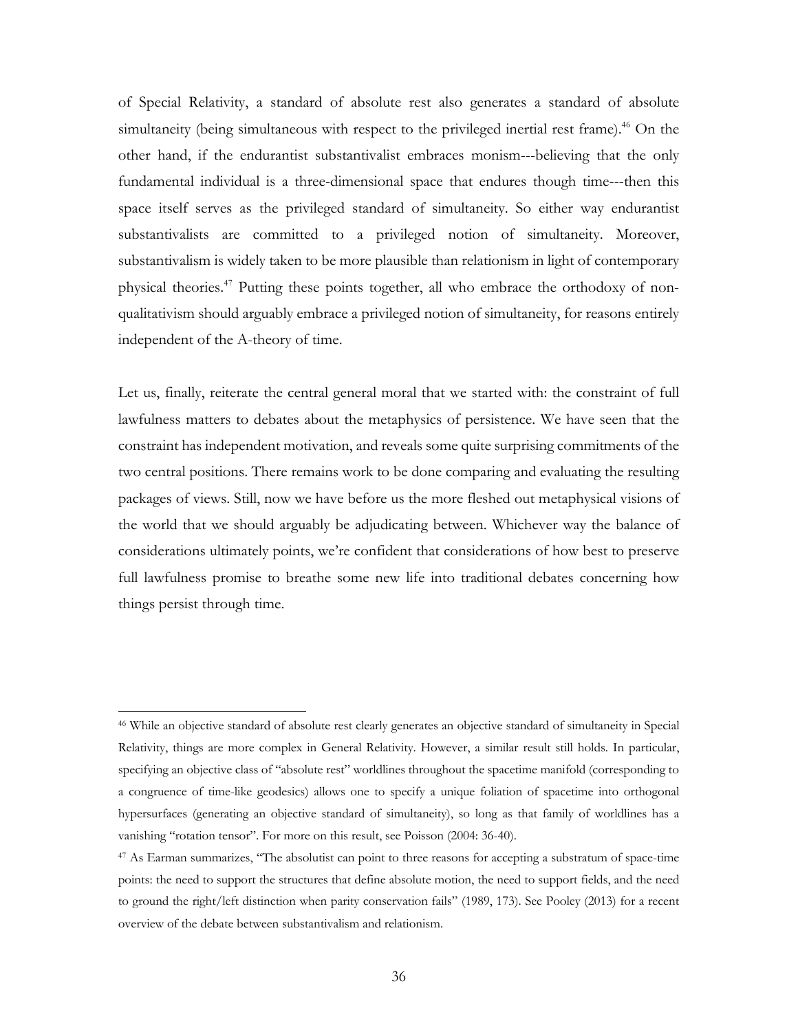of Special Relativity, a standard of absolute rest also generates a standard of absolute simultaneity (being simultaneous with respect to the privileged inertial rest frame).[46] On the other hand, if the endurantist substantivalist embraces monism---believing that the only fundamental individual is a three-dimensional space that endures though time---then this space itself serves as the privileged standard of simultaneity. So either way endurantist substantivalists are committed to a privileged notion of simultaneity. Moreover, substantivalism is widely taken to be more plausible than relationism in light of contemporary physical theories.[47] Putting these points together, all who embrace the orthodoxy of non-qualitativism should arguably embrace a privileged notion of simultaneity, for reasons entirely independent of the A-theory of time.

Let us, finally, reiterate the central general moral that we started with: the constraint of full lawfulness matters to debates about the metaphysics of persistence. We have seen that the constraint has independent motivation, and reveals some quite surprising commitments of the two central positions. There remains work to be done comparing and evaluating the resulting packages of views. Still, now we have before us the more fleshed out metaphysical visions of the world that we should arguably be adjudicating between. Whichever way the balance of considerations ultimately points, we're confident that considerations of how best to preserve full lawfulness promise to breathe some new life into traditional debates concerning how things persist through time.

---

[46] While an objective standard of absolute rest clearly generates an objective standard of simultaneity in Special Relativity, things are more complex in General Relativity. However, a similar result still holds. In particular, specifying an objective class of "absolute rest" worldlines throughout the spacetime manifold (corresponding to a congruence of time-like geodesics) allows one to specify a unique foliation of spacetime into orthogonal hypersurfaces (generating an objective standard of simultaneity), so long as that family of worldlines has a vanishing "rotation tensor". For more on this result, see Poisson (2004: 36-40).

[47] As Earman summarizes, "The absolutist can point to three reasons for accepting a substratum of space-time points: the need to support the structures that define absolute motion, the need to support fields, and the need to ground the right/left distinction when parity conservation fails" (1989, 173). See Pooley (2013) for a recent overview of the debate between substantivalism and relationism.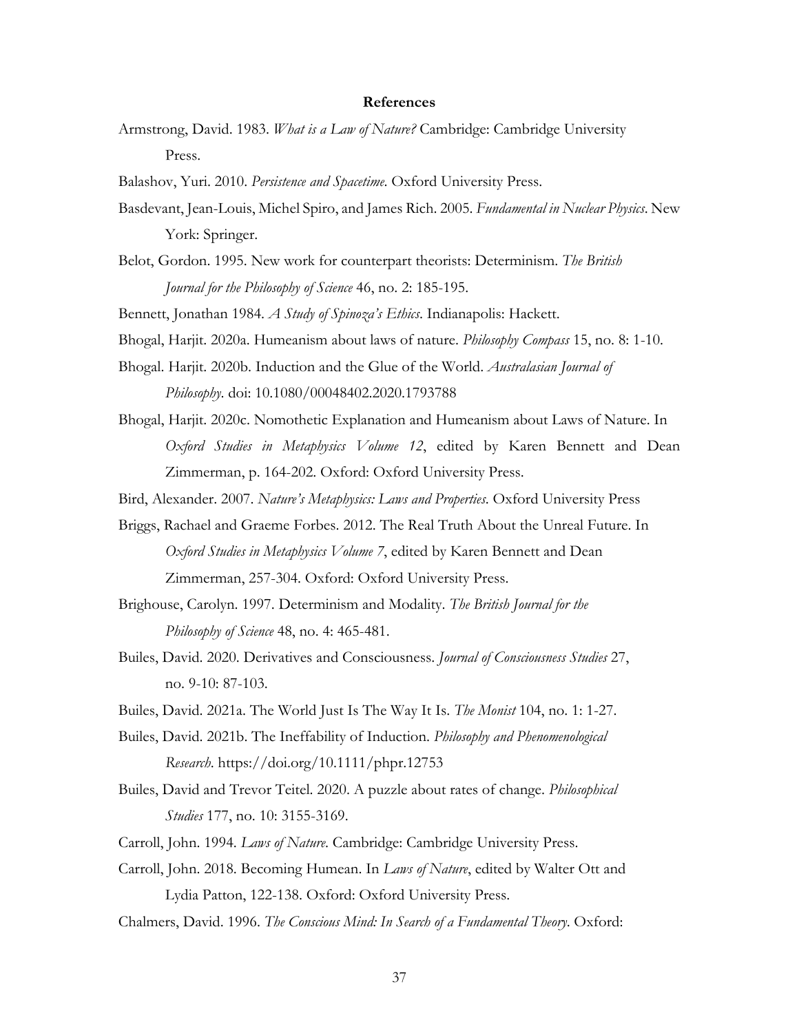## References

Armstrong, David. 1983. *What is a Law of Nature?* Cambridge: Cambridge University Press.

Balashov, Yuri. 2010. *Persistence and Spacetime.* Oxford University Press.

Basdevant, Jean-Louis, Michel Spiro, and James Rich. 2005. *Fundamental in Nuclear Physics*. New York: Springer.

Belot, Gordon. 1995. New work for counterpart theorists: Determinism. *The British Journal for the Philosophy of Science* 46, no. 2: 185-195.

Bennett, Jonathan 1984. *A Study of Spinoza's Ethics*. Indianapolis: Hackett.

Bhogal, Harjit. 2020a. Humeanism about laws of nature. *Philosophy Compass* 15, no. 8: 1-10.

Bhogal. Harjit. 2020b. Induction and the Glue of the World. *Australasian Journal of Philosophy*. doi: 10.1080/00048402.2020.1793788

Bhogal, Harjit. 2020c. Nomothetic Explanation and Humeanism about Laws of Nature. In *Oxford Studies in Metaphysics Volume 12*, edited by Karen Bennett and Dean Zimmerman, p. 164-202. Oxford: Oxford University Press.

Bird, Alexander. 2007. *Nature's Metaphysics: Laws and Properties*. Oxford University Press

Briggs, Rachael and Graeme Forbes. 2012. The Real Truth About the Unreal Future. In *Oxford Studies in Metaphysics Volume 7*, edited by Karen Bennett and Dean Zimmerman, 257-304. Oxford: Oxford University Press.

Brighouse, Carolyn. 1997. Determinism and Modality. *The British Journal for the Philosophy of Science* 48, no. 4: 465-481.

Builes, David. 2020. Derivatives and Consciousness. *Journal of Consciousness Studies* 27, no. 9-10: 87-103.

Builes, David. 2021a. The World Just Is The Way It Is. *The Monist* 104, no. 1: 1-27.

Builes, David. 2021b. The Ineffability of Induction. *Philosophy and Phenomenological Research*. https://doi.org/10.1111/phpr.12753

Builes, David and Trevor Teitel. 2020. A puzzle about rates of change. *Philosophical Studies* 177, no. 10: 3155-3169.

Carroll, John. 1994. *Laws of Nature.* Cambridge: Cambridge University Press.

Carroll, John. 2018. Becoming Humean. In *Laws of Nature*, edited by Walter Ott and Lydia Patton, 122-138. Oxford: Oxford University Press.

Chalmers, David. 1996. *The Conscious Mind: In Search of a Fundamental Theory.* Oxford: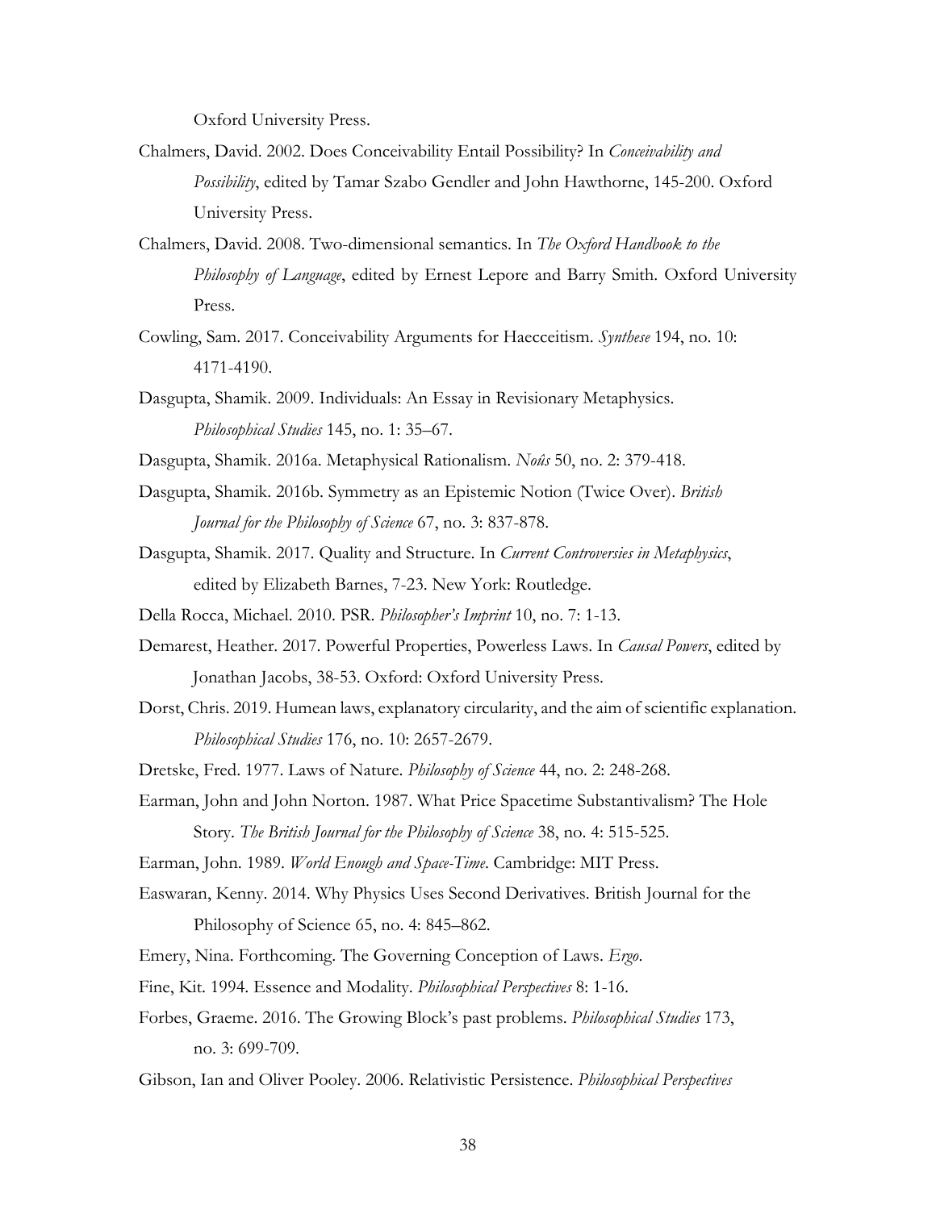Oxford University Press.

Chalmers, David. 2002. Does Conceivability Entail Possibility? In *Conceivability and Possibility*, edited by Tamar Szabo Gendler and John Hawthorne, 145-200. Oxford University Press.

Chalmers, David. 2008. Two-dimensional semantics. In *The Oxford Handbook to the Philosophy of Language*, edited by Ernest Lepore and Barry Smith. Oxford University Press.

Cowling, Sam. 2017. Conceivability Arguments for Haecceitism. *Synthese* 194, no. 10: 4171-4190.

Dasgupta, Shamik. 2009. Individuals: An Essay in Revisionary Metaphysics. *Philosophical Studies* 145, no. 1: 35–67.

Dasgupta, Shamik. 2016a. Metaphysical Rationalism. *Noûs* 50, no. 2: 379-418.

Dasgupta, Shamik. 2016b. Symmetry as an Epistemic Notion (Twice Over). *British Journal for the Philosophy of Science* 67, no. 3: 837-878.

Dasgupta, Shamik. 2017. Quality and Structure. In *Current Controversies in Metaphysics*, edited by Elizabeth Barnes, 7-23. New York: Routledge.

Della Rocca, Michael. 2010. PSR. *Philosopher's Imprint* 10, no. 7: 1-13.

Demarest, Heather. 2017. Powerful Properties, Powerless Laws. In *Causal Powers*, edited by Jonathan Jacobs, 38-53. Oxford: Oxford University Press.

Dorst, Chris. 2019. Humean laws, explanatory circularity, and the aim of scientific explanation. *Philosophical Studies* 176, no. 10: 2657-2679.

Dretske, Fred. 1977. Laws of Nature. *Philosophy of Science* 44, no. 2: 248-268.

Earman, John and John Norton. 1987. What Price Spacetime Substantivalism? The Hole Story. *The British Journal for the Philosophy of Science* 38, no. 4: 515-525.

Earman, John. 1989. *World Enough and Space-Time*. Cambridge: MIT Press.

Easwaran, Kenny. 2014. Why Physics Uses Second Derivatives. British Journal for the Philosophy of Science 65, no. 4: 845–862.

Emery, Nina. Forthcoming. The Governing Conception of Laws. *Ergo*.

Fine, Kit. 1994. Essence and Modality. *Philosophical Perspectives* 8: 1-16.

Forbes, Graeme. 2016. The Growing Block's past problems. *Philosophical Studies* 173, no. 3: 699-709.

Gibson, Ian and Oliver Pooley. 2006. Relativistic Persistence. *Philosophical Perspectives*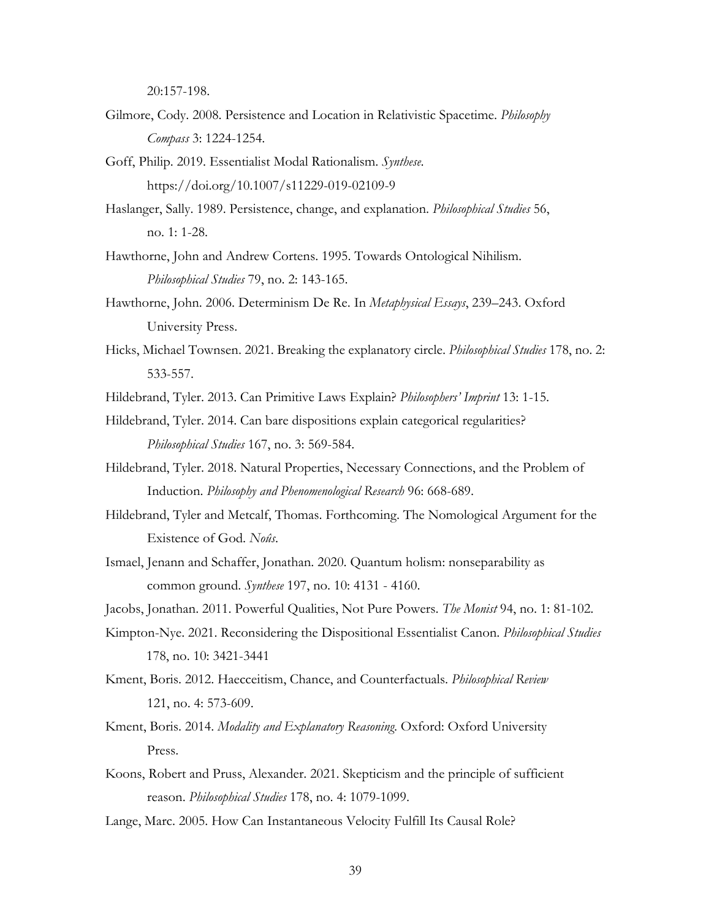20:157-198.

Gilmore, Cody. 2008. Persistence and Location in Relativistic Spacetime. *Philosophy Compass* 3: 1224-1254.

Goff, Philip. 2019. Essentialist Modal Rationalism. *Synthese*. https://doi.org/10.1007/s11229-019-02109-9

Haslanger, Sally. 1989. Persistence, change, and explanation. *Philosophical Studies* 56, no. 1: 1-28.

Hawthorne, John and Andrew Cortens. 1995. Towards Ontological Nihilism. *Philosophical Studies* 79, no. 2: 143-165.

Hawthorne, John. 2006. Determinism De Re. In *Metaphysical Essays*, 239–243. Oxford University Press.

Hicks, Michael Townsen. 2021. Breaking the explanatory circle. *Philosophical Studies* 178, no. 2: 533-557.

Hildebrand, Tyler. 2013. Can Primitive Laws Explain? *Philosophers' Imprint* 13: 1-15.

Hildebrand, Tyler. 2014. Can bare dispositions explain categorical regularities? *Philosophical Studies* 167, no. 3: 569-584.

Hildebrand, Tyler. 2018. Natural Properties, Necessary Connections, and the Problem of Induction. *Philosophy and Phenomenological Research* 96: 668-689.

Hildebrand, Tyler and Metcalf, Thomas. Forthcoming. The Nomological Argument for the Existence of God. *Noûs*.

Ismael, Jenann and Schaffer, Jonathan. 2020. Quantum holism: nonseparability as common ground. *Synthese* 197, no. 10: 4131 - 4160.

Jacobs, Jonathan. 2011. Powerful Qualities, Not Pure Powers. *The Monist* 94, no. 1: 81-102.

Kimpton-Nye. 2021. Reconsidering the Dispositional Essentialist Canon. *Philosophical Studies* 178, no. 10: 3421-3441

Kment, Boris. 2012. Haecceitism, Chance, and Counterfactuals. *Philosophical Review* 121, no. 4: 573-609.

Kment, Boris. 2014. *Modality and Explanatory Reasoning*. Oxford: Oxford University Press.

Koons, Robert and Pruss, Alexander. 2021. Skepticism and the principle of sufficient reason. *Philosophical Studies* 178, no. 4: 1079-1099.

Lange, Marc. 2005. How Can Instantaneous Velocity Fulfill Its Causal Role?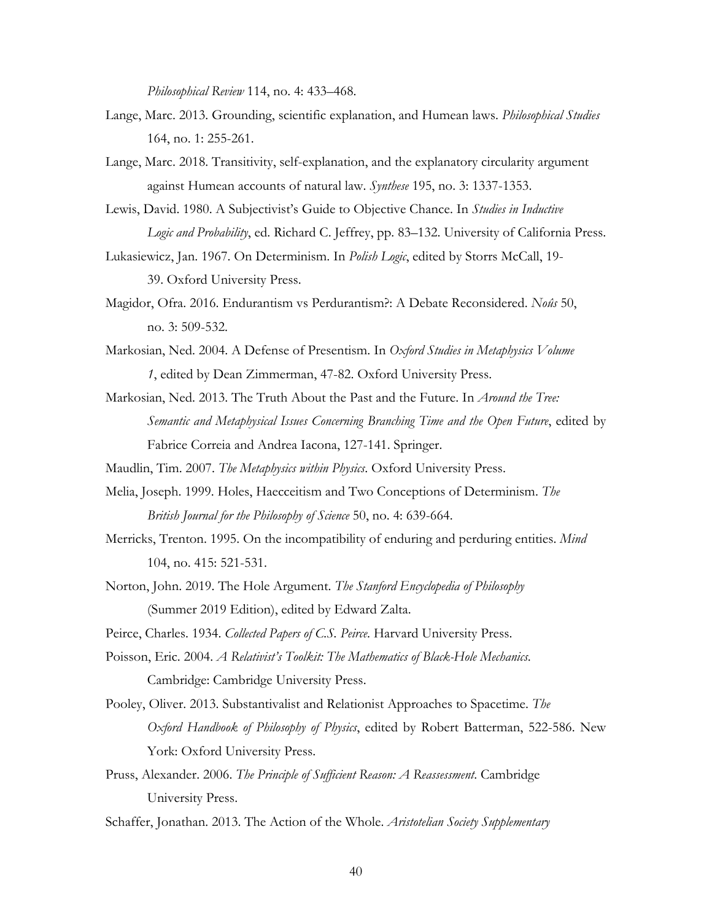*Philosophical Review* 114, no. 4: 433–468.

Lange, Marc. 2013. Grounding, scientific explanation, and Humean laws. *Philosophical Studies* 164, no. 1: 255-261.

Lange, Marc. 2018. Transitivity, self-explanation, and the explanatory circularity argument against Humean accounts of natural law. *Synthese* 195, no. 3: 1337-1353.

Lewis, David. 1980. A Subjectivist's Guide to Objective Chance. In *Studies in Inductive Logic and Probability*, ed. Richard C. Jeffrey, pp. 83–132. University of California Press.

Lukasiewicz, Jan. 1967. On Determinism. In *Polish Logic*, edited by Storrs McCall, 19-39. Oxford University Press.

Magidor, Ofra. 2016. Endurantism vs Perdurantism?: A Debate Reconsidered. *Noûs* 50, no. 3: 509-532.

Markosian, Ned. 2004. A Defense of Presentism. In *Oxford Studies in Metaphysics Volume 1*, edited by Dean Zimmerman, 47-82. Oxford University Press.

Markosian, Ned. 2013. The Truth About the Past and the Future. In *Around the Tree: Semantic and Metaphysical Issues Concerning Branching Time and the Open Future*, edited by Fabrice Correia and Andrea Iacona, 127-141. Springer.

Maudlin, Tim. 2007. *The Metaphysics within Physics*. Oxford University Press.

Melia, Joseph. 1999. Holes, Haecceitism and Two Conceptions of Determinism. *The British Journal for the Philosophy of Science* 50, no. 4: 639-664.

Merricks, Trenton. 1995. On the incompatibility of enduring and perduring entities. *Mind* 104, no. 415: 521-531.

Norton, John. 2019. The Hole Argument. *The Stanford Encyclopedia of Philosophy* (Summer 2019 Edition), edited by Edward Zalta.

Peirce, Charles. 1934. *Collected Papers of C.S. Peirce*. Harvard University Press.

Poisson, Eric. 2004. *A Relativist's Toolkit: The Mathematics of Black-Hole Mechanics*. Cambridge: Cambridge University Press.

Pooley, Oliver. 2013. Substantivalist and Relationist Approaches to Spacetime. *The Oxford Handbook of Philosophy of Physics*, edited by Robert Batterman, 522-586. New York: Oxford University Press.

Pruss, Alexander. 2006. *The Principle of Sufficient Reason: A Reassessment*. Cambridge University Press.

Schaffer, Jonathan. 2013. The Action of the Whole. *Aristotelian Society Supplementary*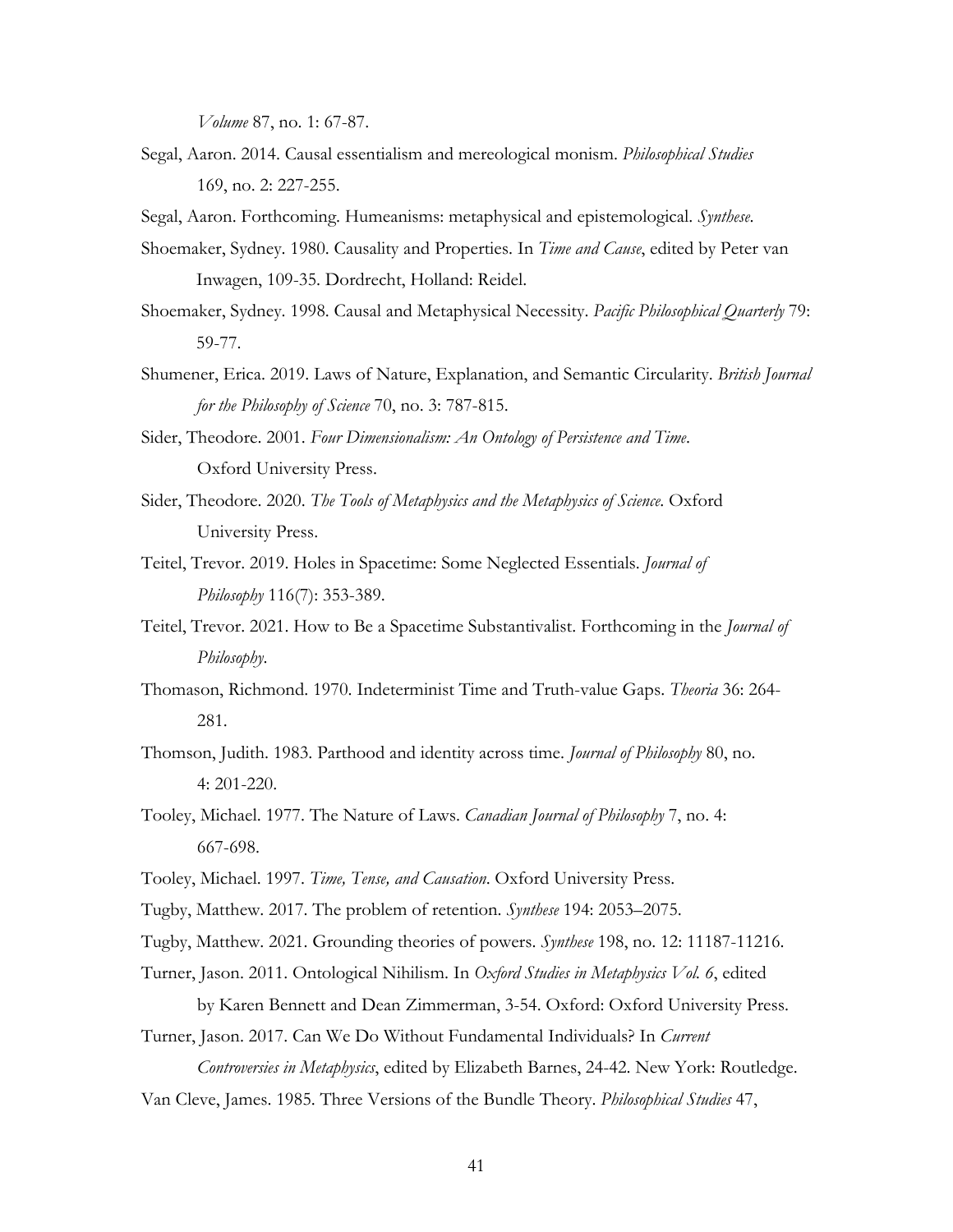*Volume* 87, no. 1: 67-87.

Segal, Aaron. 2014. Causal essentialism and mereological monism. *Philosophical Studies* 169, no. 2: 227-255.

Segal, Aaron. Forthcoming. Humeanisms: metaphysical and epistemological. *Synthese*.

Shoemaker, Sydney. 1980. Causality and Properties. In *Time and Cause*, edited by Peter van Inwagen, 109-35. Dordrecht, Holland: Reidel.

Shoemaker, Sydney. 1998. Causal and Metaphysical Necessity. *Pacific Philosophical Quarterly* 79: 59-77.

Shumener, Erica. 2019. Laws of Nature, Explanation, and Semantic Circularity. *British Journal for the Philosophy of Science* 70, no. 3: 787-815.

Sider, Theodore. 2001. *Four Dimensionalism: An Ontology of Persistence and Time*. Oxford University Press.

Sider, Theodore. 2020. *The Tools of Metaphysics and the Metaphysics of Science*. Oxford University Press.

Teitel, Trevor. 2019. Holes in Spacetime: Some Neglected Essentials. *Journal of Philosophy* 116(7): 353-389.

Teitel, Trevor. 2021. How to Be a Spacetime Substantivalist. Forthcoming in the *Journal of Philosophy*.

Thomason, Richmond. 1970. Indeterminist Time and Truth-value Gaps. *Theoria* 36: 264-281.

Thomson, Judith. 1983. Parthood and identity across time. *Journal of Philosophy* 80, no. 4: 201-220.

Tooley, Michael. 1977. The Nature of Laws. *Canadian Journal of Philosophy* 7, no. 4: 667-698.

Tooley, Michael. 1997. *Time, Tense, and Causation*. Oxford University Press.

Tugby, Matthew. 2017. The problem of retention. *Synthese* 194: 2053–2075.

Tugby, Matthew. 2021. Grounding theories of powers. *Synthese* 198, no. 12: 11187-11216.

Turner, Jason. 2011. Ontological Nihilism. In *Oxford Studies in Metaphysics Vol. 6*, edited by Karen Bennett and Dean Zimmerman, 3-54. Oxford: Oxford University Press.

Turner, Jason. 2017. Can We Do Without Fundamental Individuals? In *Current Controversies in Metaphysics*, edited by Elizabeth Barnes, 24-42. New York: Routledge.

Van Cleve, James. 1985. Three Versions of the Bundle Theory. *Philosophical Studies* 47,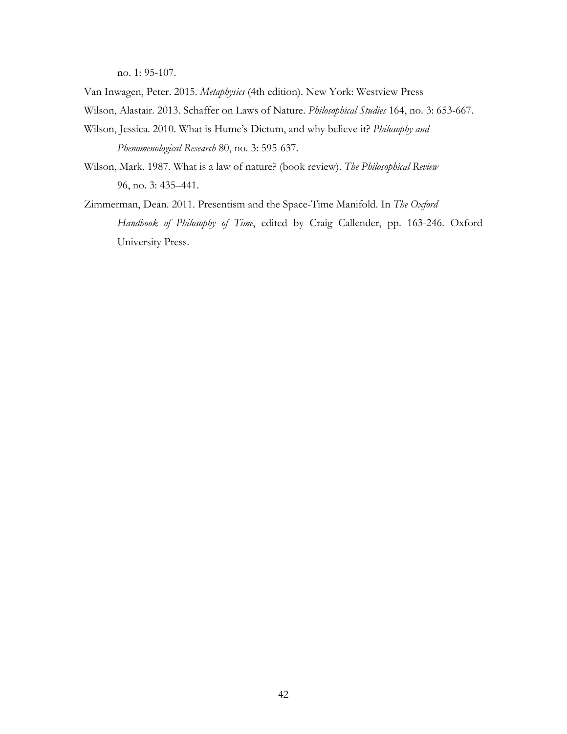no. 1: 95-107.

Van Inwagen, Peter. 2015. *Metaphysics* (4th edition). New York: Westview Press

Wilson, Alastair. 2013. Schaffer on Laws of Nature. *Philosophical Studies* 164, no. 3: 653-667.

Wilson, Jessica. 2010. What is Hume's Dictum, and why believe it? *Philosophy and Phenomenological Research* 80, no. 3: 595-637.

Wilson, Mark. 1987. What is a law of nature? (book review). *The Philosophical Review* 96, no. 3: 435–441.

Zimmerman, Dean. 2011. Presentism and the Space-Time Manifold. In *The Oxford Handbook of Philosophy of Time*, edited by Craig Callender, pp. 163-246. Oxford University Press.